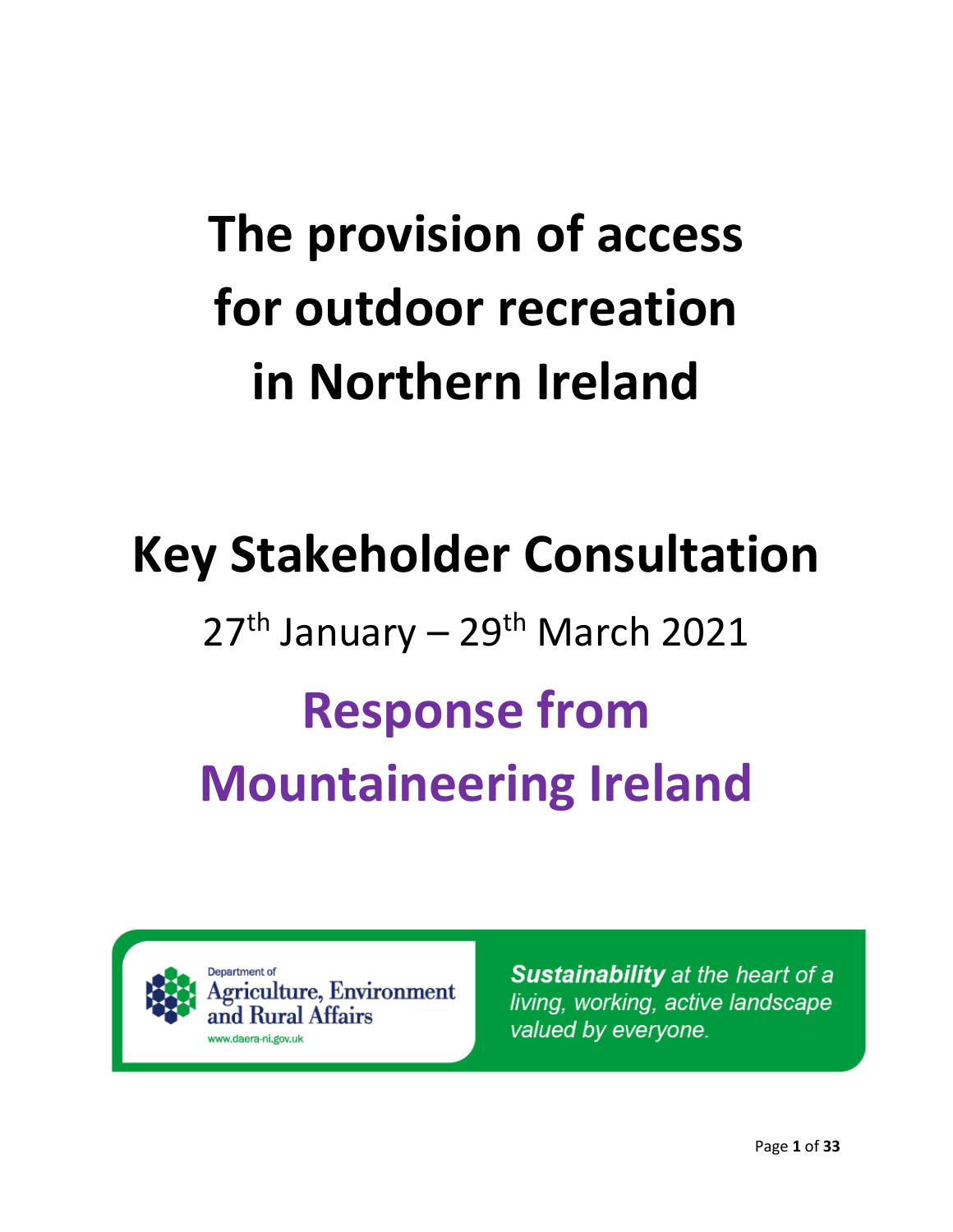# The provision of access for outdoor recreation in Northern Ireland

## Key Stakeholder Consultation

27th January – 29th March 2021

## Response from Mountaineering Ireland

Department of Agriculture, Environment and Rural Affairs
www.daera-ni.gov.uk

***Sustainability** at the heart of a living, working, active landscape valued by everyone.*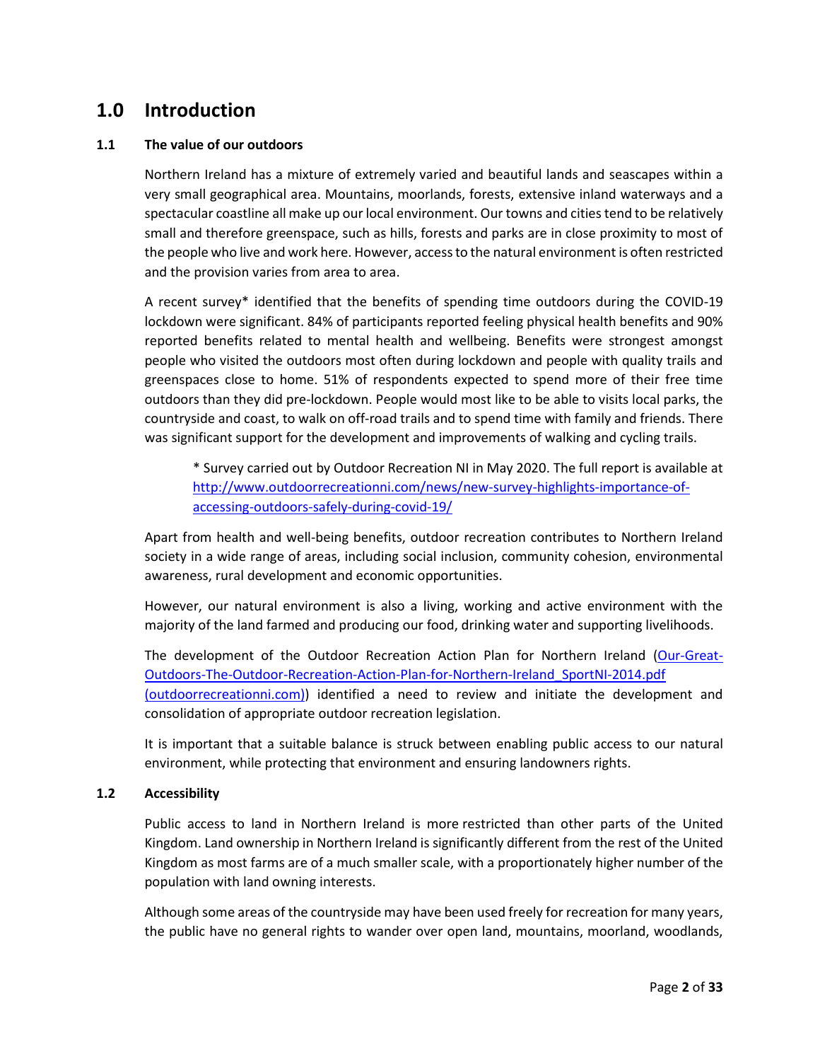# 1.0 Introduction

## 1.1 The value of our outdoors

Northern Ireland has a mixture of extremely varied and beautiful lands and seascapes within a very small geographical area. Mountains, moorlands, forests, extensive inland waterways and a spectacular coastline all make up our local environment. Our towns and cities tend to be relatively small and therefore greenspace, such as hills, forests and parks are in close proximity to most of the people who live and work here. However, access to the natural environment is often restricted and the provision varies from area to area.

A recent survey* identified that the benefits of spending time outdoors during the COVID-19 lockdown were significant. 84% of participants reported feeling physical health benefits and 90% reported benefits related to mental health and wellbeing. Benefits were strongest amongst people who visited the outdoors most often during lockdown and people with quality trails and greenspaces close to home. 51% of respondents expected to spend more of their free time outdoors than they did pre-lockdown. People would most like to be able to visits local parks, the countryside and coast, to walk on off-road trails and to spend time with family and friends. There was significant support for the development and improvements of walking and cycling trails.

> * Survey carried out by Outdoor Recreation NI in May 2020. The full report is available at [http://www.outdoorrecreationni.com/news/new-survey-highlights-importance-of-accessing-outdoors-safely-during-covid-19/](http://www.outdoorrecreationni.com/news/new-survey-highlights-importance-of-accessing-outdoors-safely-during-covid-19/)

Apart from health and well-being benefits, outdoor recreation contributes to Northern Ireland society in a wide range of areas, including social inclusion, community cohesion, environmental awareness, rural development and economic opportunities.

However, our natural environment is also a living, working and active environment with the majority of the land farmed and producing our food, drinking water and supporting livelihoods.

The development of the Outdoor Recreation Action Plan for Northern Ireland (Our-Great-Outdoors-The-Outdoor-Recreation-Action-Plan-for-Northern-Ireland_SportNI-2014.pdf (outdoorrecreationni.com)) identified a need to review and initiate the development and consolidation of appropriate outdoor recreation legislation.

It is important that a suitable balance is struck between enabling public access to our natural environment, while protecting that environment and ensuring landowners rights.

## 1.2 Accessibility

Public access to land in Northern Ireland is more restricted than other parts of the United Kingdom. Land ownership in Northern Ireland is significantly different from the rest of the United Kingdom as most farms are of a much smaller scale, with a proportionately higher number of the population with land owning interests.

Although some areas of the countryside may have been used freely for recreation for many years, the public have no general rights to wander over open land, mountains, moorland, woodlands,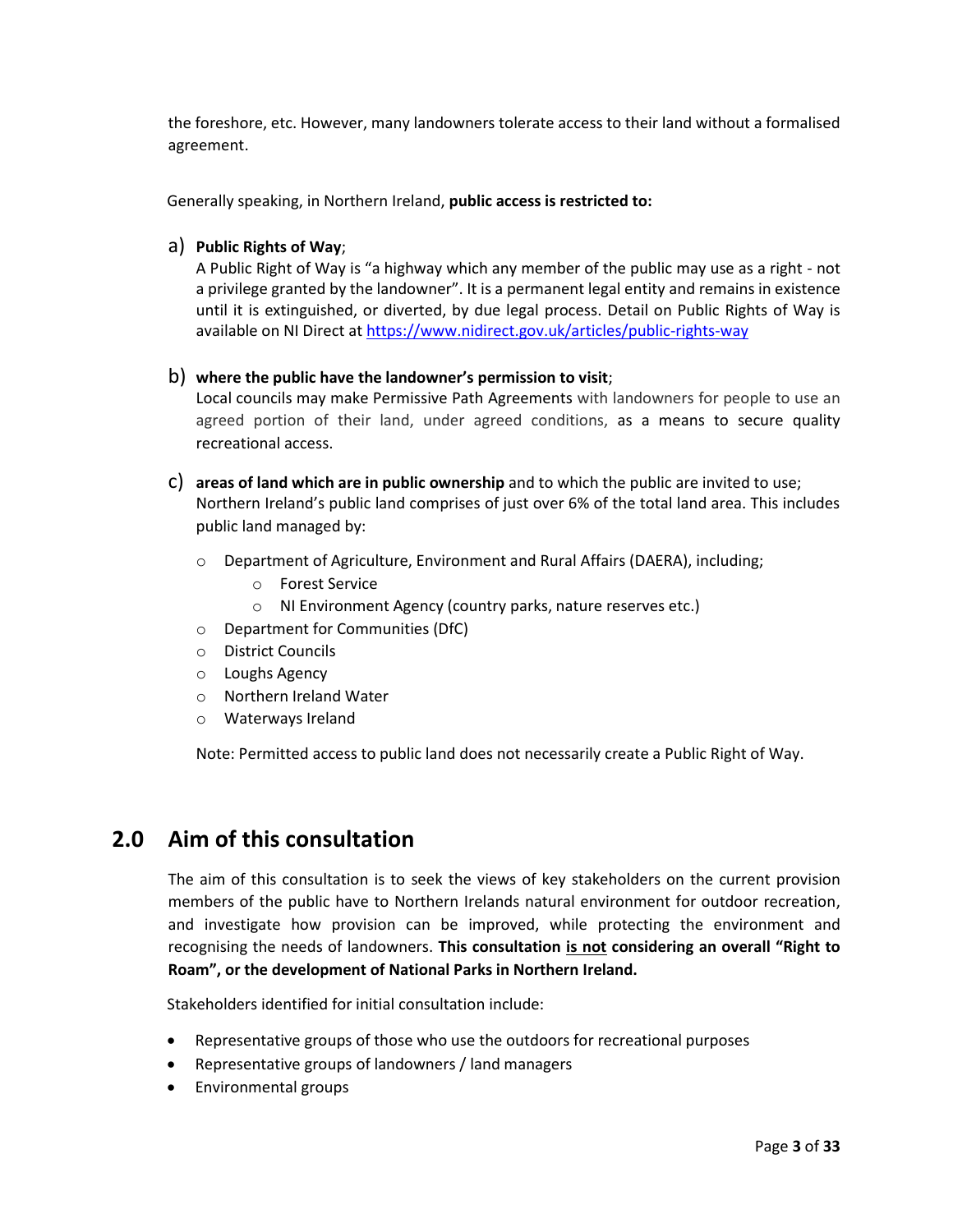the foreshore, etc. However, many landowners tolerate access to their land without a formalised agreement.

Generally speaking, in Northern Ireland, **public access is restricted to:**

a) **Public Rights of Way**;
A Public Right of Way is "a highway which any member of the public may use as a right - not a privilege granted by the landowner". It is a permanent legal entity and remains in existence until it is extinguished, or diverted, by due legal process. Detail on Public Rights of Way is available on NI Direct at https://www.nidirect.gov.uk/articles/public-rights-way

b) **where the public have the landowner's permission to visit**;
Local councils may make Permissive Path Agreements with landowners for people to use an agreed portion of their land, under agreed conditions, as a means to secure quality recreational access.

c) **areas of land which are in public ownership** and to which the public are invited to use;
Northern Ireland's public land comprises of just over 6% of the total land area. This includes public land managed by:

- Department of Agriculture, Environment and Rural Affairs (DAERA), including;
  - Forest Service
  - NI Environment Agency (country parks, nature reserves etc.)
- Department for Communities (DfC)
- District Councils
- Loughs Agency
- Northern Ireland Water
- Waterways Ireland

Note: Permitted access to public land does not necessarily create a Public Right of Way.

## 2.0 Aim of this consultation

The aim of this consultation is to seek the views of key stakeholders on the current provision members of the public have to Northern Irelands natural environment for outdoor recreation, and investigate how provision can be improved, while protecting the environment and recognising the needs of landowners. **This consultation <u>is not</u> considering an overall "Right to Roam", or the development of National Parks in Northern Ireland.**

Stakeholders identified for initial consultation include:

- Representative groups of those who use the outdoors for recreational purposes
- Representative groups of landowners / land managers
- Environmental groups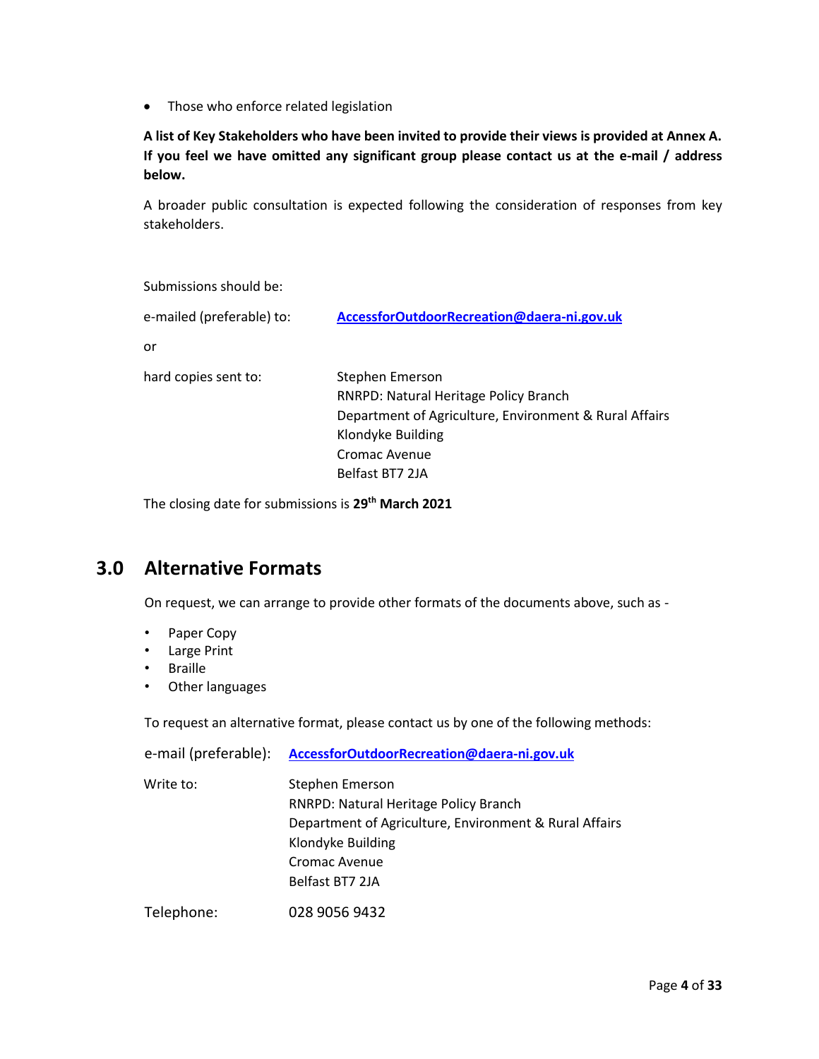- Those who enforce related legislation

**A list of Key Stakeholders who have been invited to provide their views is provided at Annex A. If you feel we have omitted any significant group please contact us at the e-mail / address below.**

A broader public consultation is expected following the consideration of responses from key stakeholders.

Submissions should be:

e-mailed (preferable) to: **AccessforOutdoorRecreation@daera-ni.gov.uk**

or

hard copies sent to:

Stephen Emerson
RNRPD: Natural Heritage Policy Branch
Department of Agriculture, Environment & Rural Affairs
Klondyke Building
Cromac Avenue
Belfast BT7 2JA

The closing date for submissions is **29th March 2021**

## 3.0 Alternative Formats

On request, we can arrange to provide other formats of the documents above, such as -

- Paper Copy
- Large Print
- Braille
- Other languages

To request an alternative format, please contact us by one of the following methods:

e-mail (preferable): **AccessforOutdoorRecreation@daera-ni.gov.uk**

Write to:

Stephen Emerson
RNRPD: Natural Heritage Policy Branch
Department of Agriculture, Environment & Rural Affairs
Klondyke Building
Cromac Avenue
Belfast BT7 2JA

Telephone: 028 9056 9432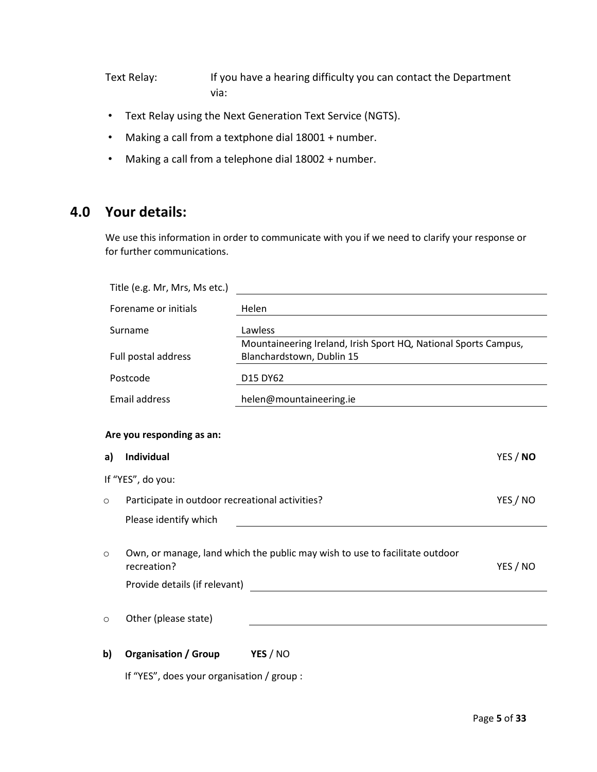Text Relay: If you have a hearing difficulty you can contact the Department via:

- Text Relay using the Next Generation Text Service (NGTS).
- Making a call from a textphone dial 18001 + number.
- Making a call from a telephone dial 18002 + number.

## 4.0 Your details:

We use this information in order to communicate with you if we need to clarify your response or for further communications.

| | |
|---|---|
| Title (e.g. Mr, Mrs, Ms etc.) | |
| Forename or initials | Helen |
| Surname | Lawless |
| Full postal address | Mountaineering Ireland, Irish Sport HQ, National Sports Campus, Blanchardstown, Dublin 15 |
| Postcode | D15 DY62 |
| Email address | helen@mountaineering.ie |

**Are you responding as an:**

**a) Individual** YES / **NO**

If "YES", do you:

- Participate in outdoor recreational activities? YES / NO

  Please identify which

- Own, or manage, land which the public may wish to use to facilitate outdoor recreation? YES / NO

  Provide details (if relevant)

- Other (please state)

**b) Organisation / Group** **YES** / NO

If "YES", does your organisation / group :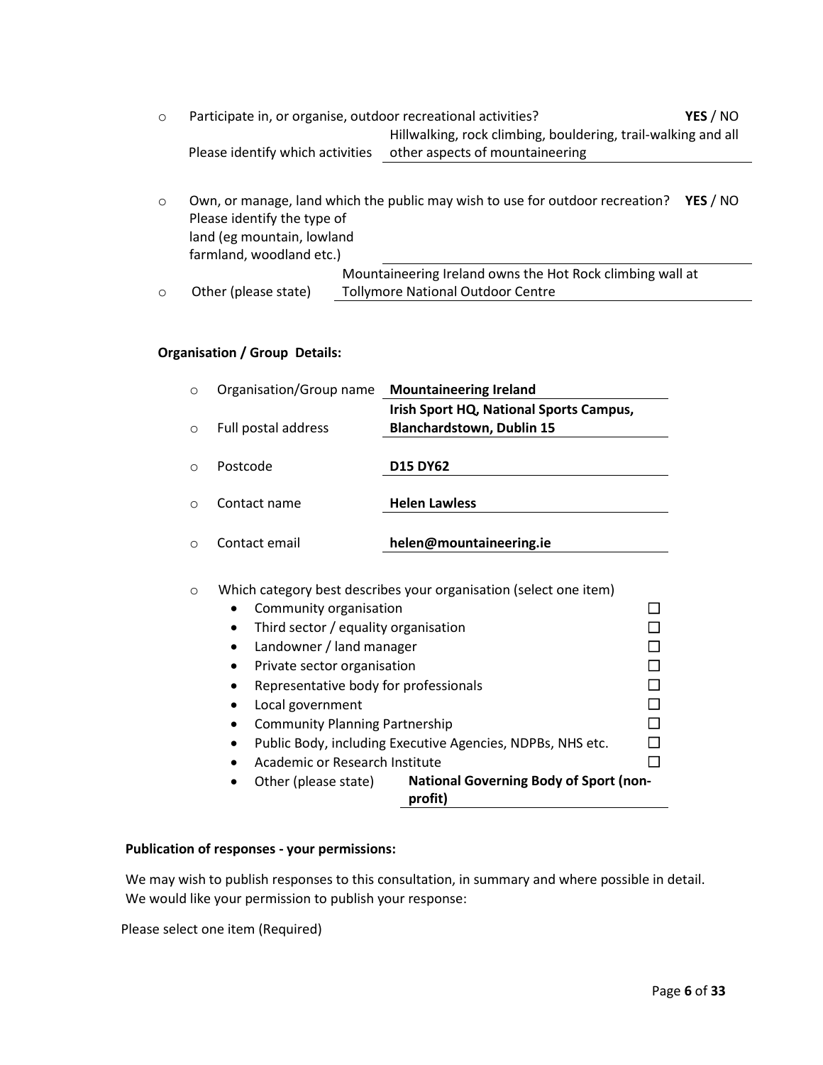- Participate in, or organise, outdoor recreational activities? **YES** / NO

  Please identify which activities: Hillwalking, rock climbing, bouldering, trail-walking and all other aspects of mountaineering

- Own, or manage, land which the public may wish to use for outdoor recreation? **YES** / NO

  Please identify the type of land (eg mountain, lowland farmland, woodland etc.)

- Other (please state): Mountaineering Ireland owns the Hot Rock climbing wall at Tollymore National Outdoor Centre

**Organisation / Group Details:**

- Organisation/Group name: **Mountaineering Ireland**
- Full postal address: **Irish Sport HQ, National Sports Campus, Blanchardstown, Dublin 15**
- Postcode: **D15 DY62**
- Contact name: **Helen Lawless**
- Contact email: **helen@mountaineering.ie**

- Which category best describes your organisation (select one item)
  - Community organisation ☐
  - Third sector / equality organisation ☐
  - Landowner / land manager ☐
  - Private sector organisation ☐
  - Representative body for professionals ☐
  - Local government ☐
  - Community Planning Partnership ☐
  - Public Body, including Executive Agencies, NDPBs, NHS etc. ☐
  - Academic or Research Institute ☐
  - Other (please state): **National Governing Body of Sport (non-profit)**

**Publication of responses - your permissions:**

We may wish to publish responses to this consultation, in summary and where possible in detail. We would like your permission to publish your response:

Please select one item (Required)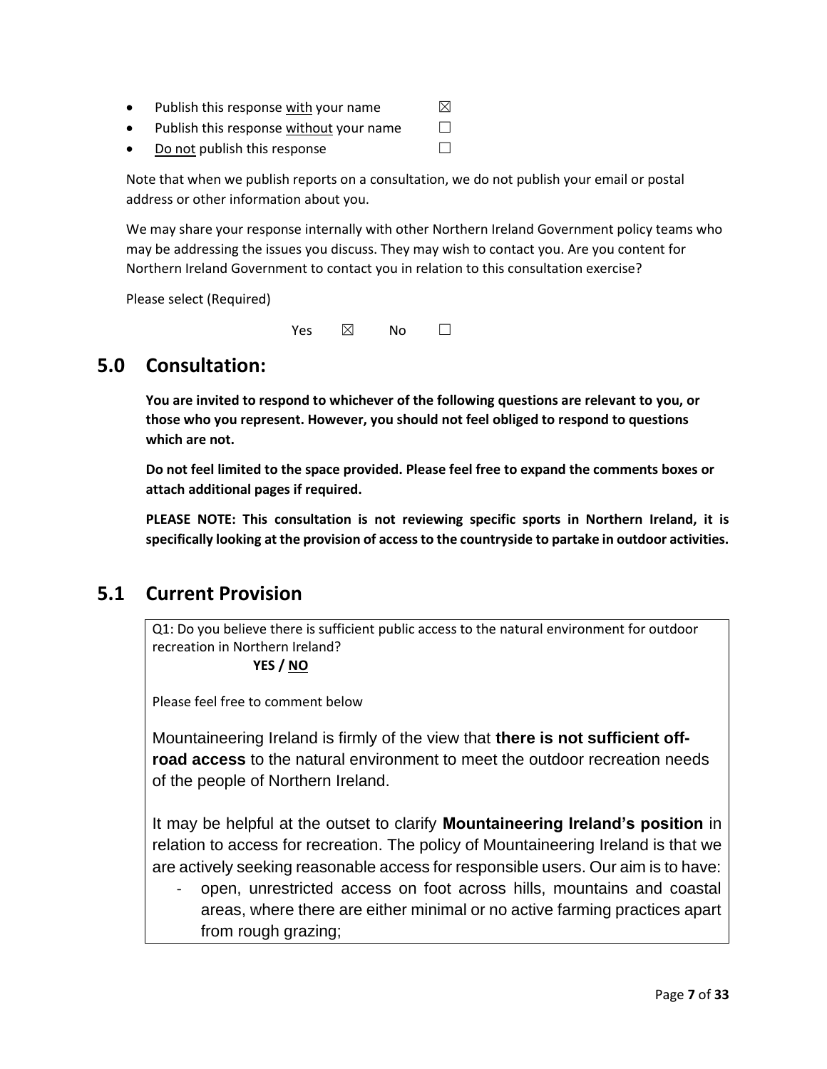- Publish this response <u>with</u> your name ☒
- Publish this response <u>without</u> your name ☐
- <u>Do not</u> publish this response ☐

Note that when we publish reports on a consultation, we do not publish your email or postal address or other information about you.

We may share your response internally with other Northern Ireland Government policy teams who may be addressing the issues you discuss. They may wish to contact you. Are you content for Northern Ireland Government to contact you in relation to this consultation exercise?

Please select (Required)

Yes ☒ No ☐

## 5.0 Consultation:

**You are invited to respond to whichever of the following questions are relevant to you, or those who you represent. However, you should not feel obliged to respond to questions which are not.**

**Do not feel limited to the space provided. Please feel free to expand the comments boxes or attach additional pages if required.**

**PLEASE NOTE: This consultation is not reviewing specific sports in Northern Ireland, it is specifically looking at the provision of access to the countryside to partake in outdoor activities.**

## 5.1 Current Provision

Q1: Do you believe there is sufficient public access to the natural environment for outdoor recreation in Northern Ireland?

**YES / <u>NO</u>**

Please feel free to comment below

Mountaineering Ireland is firmly of the view that **there is not sufficient off-road access** to the natural environment to meet the outdoor recreation needs of the people of Northern Ireland.

It may be helpful at the outset to clarify **Mountaineering Ireland's position** in relation to access for recreation. The policy of Mountaineering Ireland is that we are actively seeking reasonable access for responsible users. Our aim is to have:

- open, unrestricted access on foot across hills, mountains and coastal areas, where there are either minimal or no active farming practices apart from rough grazing;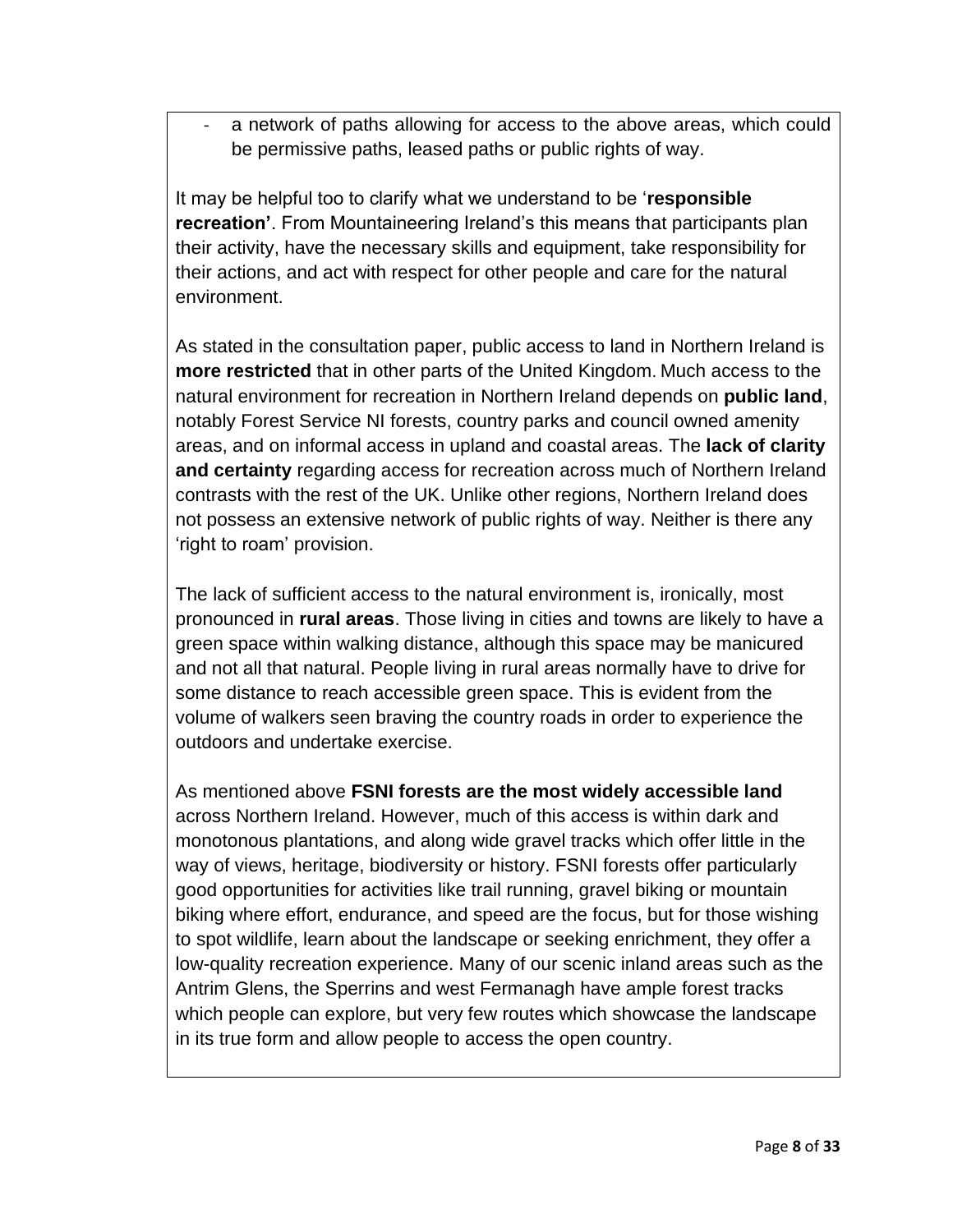- a network of paths allowing for access to the above areas, which could be permissive paths, leased paths or public rights of way.

It may be helpful too to clarify what we understand to be '**responsible recreation'**. From Mountaineering Ireland's this means that participants plan their activity, have the necessary skills and equipment, take responsibility for their actions, and act with respect for other people and care for the natural environment.

As stated in the consultation paper, public access to land in Northern Ireland is **more restricted** that in other parts of the United Kingdom. Much access to the natural environment for recreation in Northern Ireland depends on **public land**, notably Forest Service NI forests, country parks and council owned amenity areas, and on informal access in upland and coastal areas. The **lack of clarity and certainty** regarding access for recreation across much of Northern Ireland contrasts with the rest of the UK. Unlike other regions, Northern Ireland does not possess an extensive network of public rights of way. Neither is there any 'right to roam' provision.

The lack of sufficient access to the natural environment is, ironically, most pronounced in **rural areas**. Those living in cities and towns are likely to have a green space within walking distance, although this space may be manicured and not all that natural. People living in rural areas normally have to drive for some distance to reach accessible green space. This is evident from the volume of walkers seen braving the country roads in order to experience the outdoors and undertake exercise.

As mentioned above **FSNI forests are the most widely accessible land** across Northern Ireland. However, much of this access is within dark and monotonous plantations, and along wide gravel tracks which offer little in the way of views, heritage, biodiversity or history. FSNI forests offer particularly good opportunities for activities like trail running, gravel biking or mountain biking where effort, endurance, and speed are the focus, but for those wishing to spot wildlife, learn about the landscape or seeking enrichment, they offer a low-quality recreation experience. Many of our scenic inland areas such as the Antrim Glens, the Sperrins and west Fermanagh have ample forest tracks which people can explore, but very few routes which showcase the landscape in its true form and allow people to access the open country.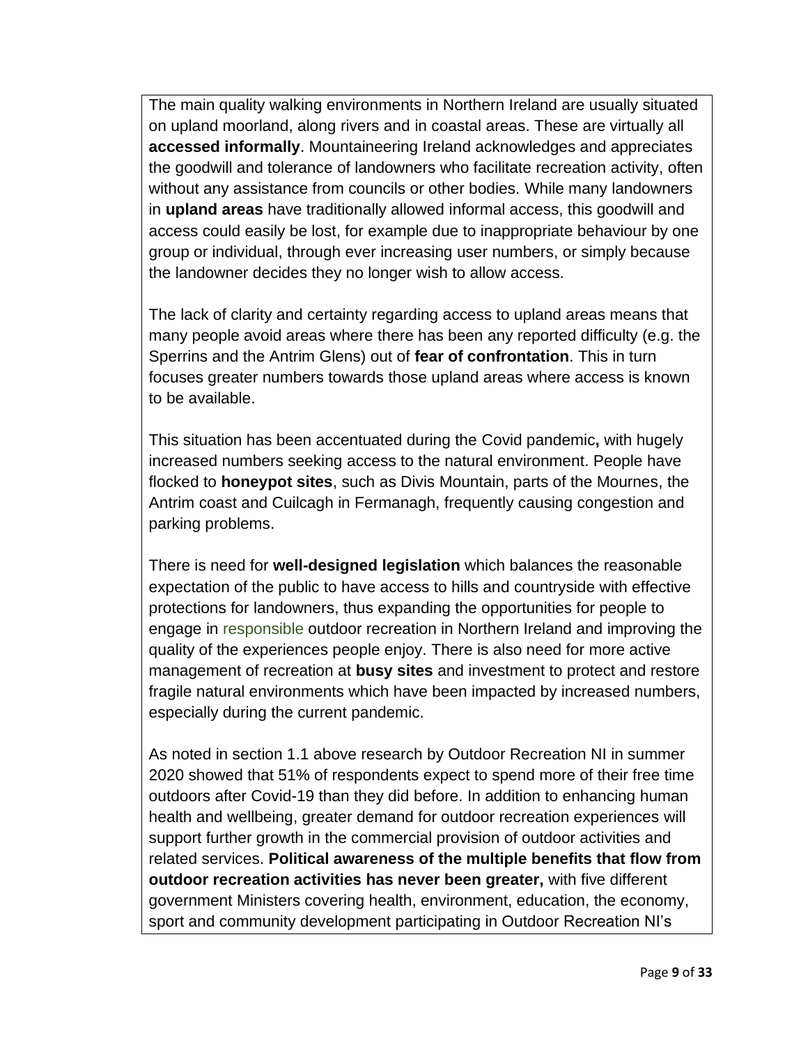The main quality walking environments in Northern Ireland are usually situated on upland moorland, along rivers and in coastal areas. These are virtually all **accessed informally**. Mountaineering Ireland acknowledges and appreciates the goodwill and tolerance of landowners who facilitate recreation activity, often without any assistance from councils or other bodies. While many landowners in **upland areas** have traditionally allowed informal access, this goodwill and access could easily be lost, for example due to inappropriate behaviour by one group or individual, through ever increasing user numbers, or simply because the landowner decides they no longer wish to allow access.

The lack of clarity and certainty regarding access to upland areas means that many people avoid areas where there has been any reported difficulty (e.g. the Sperrins and the Antrim Glens) out of **fear of confrontation**. This in turn focuses greater numbers towards those upland areas where access is known to be available.

This situation has been accentuated during the Covid pandemic**,** with hugely increased numbers seeking access to the natural environment. People have flocked to **honeypot sites**, such as Divis Mountain, parts of the Mournes, the Antrim coast and Cuilcagh in Fermanagh, frequently causing congestion and parking problems.

There is need for **well-designed legislation** which balances the reasonable expectation of the public to have access to hills and countryside with effective protections for landowners, thus expanding the opportunities for people to engage in responsible outdoor recreation in Northern Ireland and improving the quality of the experiences people enjoy. There is also need for more active management of recreation at **busy sites** and investment to protect and restore fragile natural environments which have been impacted by increased numbers, especially during the current pandemic.

As noted in section 1.1 above research by Outdoor Recreation NI in summer 2020 showed that 51% of respondents expect to spend more of their free time outdoors after Covid-19 than they did before. In addition to enhancing human health and wellbeing, greater demand for outdoor recreation experiences will support further growth in the commercial provision of outdoor activities and related services. **Political awareness of the multiple benefits that flow from outdoor recreation activities has never been greater,** with five different government Ministers covering health, environment, education, the economy, sport and community development participating in Outdoor Recreation NI's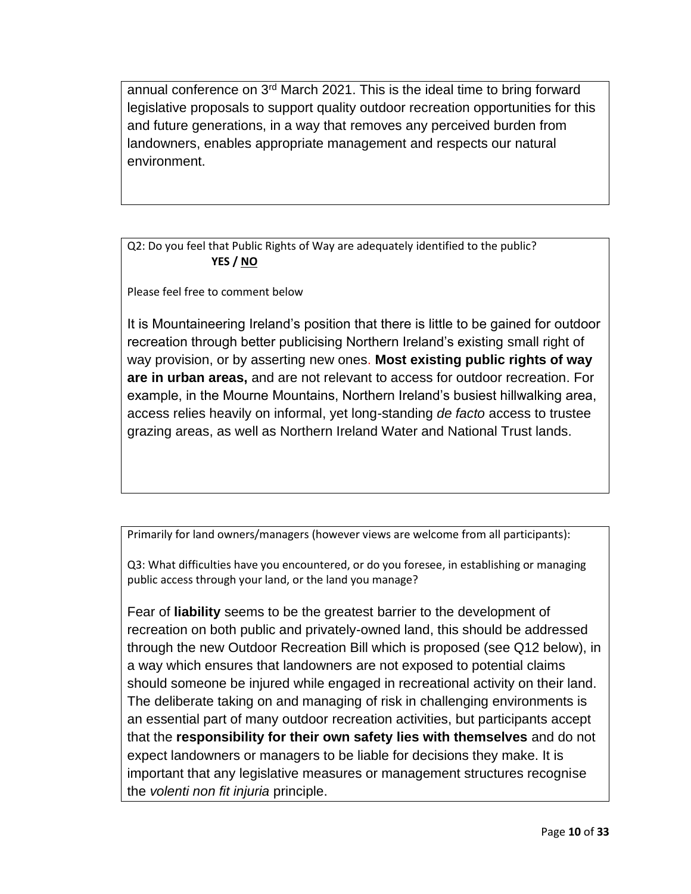annual conference on 3rd March 2021. This is the ideal time to bring forward legislative proposals to support quality outdoor recreation opportunities for this and future generations, in a way that removes any perceived burden from landowners, enables appropriate management and respects our natural environment.

Q2: Do you feel that Public Rights of Way are adequately identified to the public?
**YES / <u>NO</u>**

Please feel free to comment below

It is Mountaineering Ireland's position that there is little to be gained for outdoor recreation through better publicising Northern Ireland's existing small right of way provision, or by asserting new ones. **Most existing public rights of way are in urban areas,** and are not relevant to access for outdoor recreation. For example, in the Mourne Mountains, Northern Ireland's busiest hillwalking area, access relies heavily on informal, yet long-standing *de facto* access to trustee grazing areas, as well as Northern Ireland Water and National Trust lands.

Primarily for land owners/managers (however views are welcome from all participants):

Q3: What difficulties have you encountered, or do you foresee, in establishing or managing public access through your land, or the land you manage?

Fear of **liability** seems to be the greatest barrier to the development of recreation on both public and privately-owned land, this should be addressed through the new Outdoor Recreation Bill which is proposed (see Q12 below), in a way which ensures that landowners are not exposed to potential claims should someone be injured while engaged in recreational activity on their land. The deliberate taking on and managing of risk in challenging environments is an essential part of many outdoor recreation activities, but participants accept that the **responsibility for their own safety lies with themselves** and do not expect landowners or managers to be liable for decisions they make. It is important that any legislative measures or management structures recognise the *volenti non fit injuria* principle.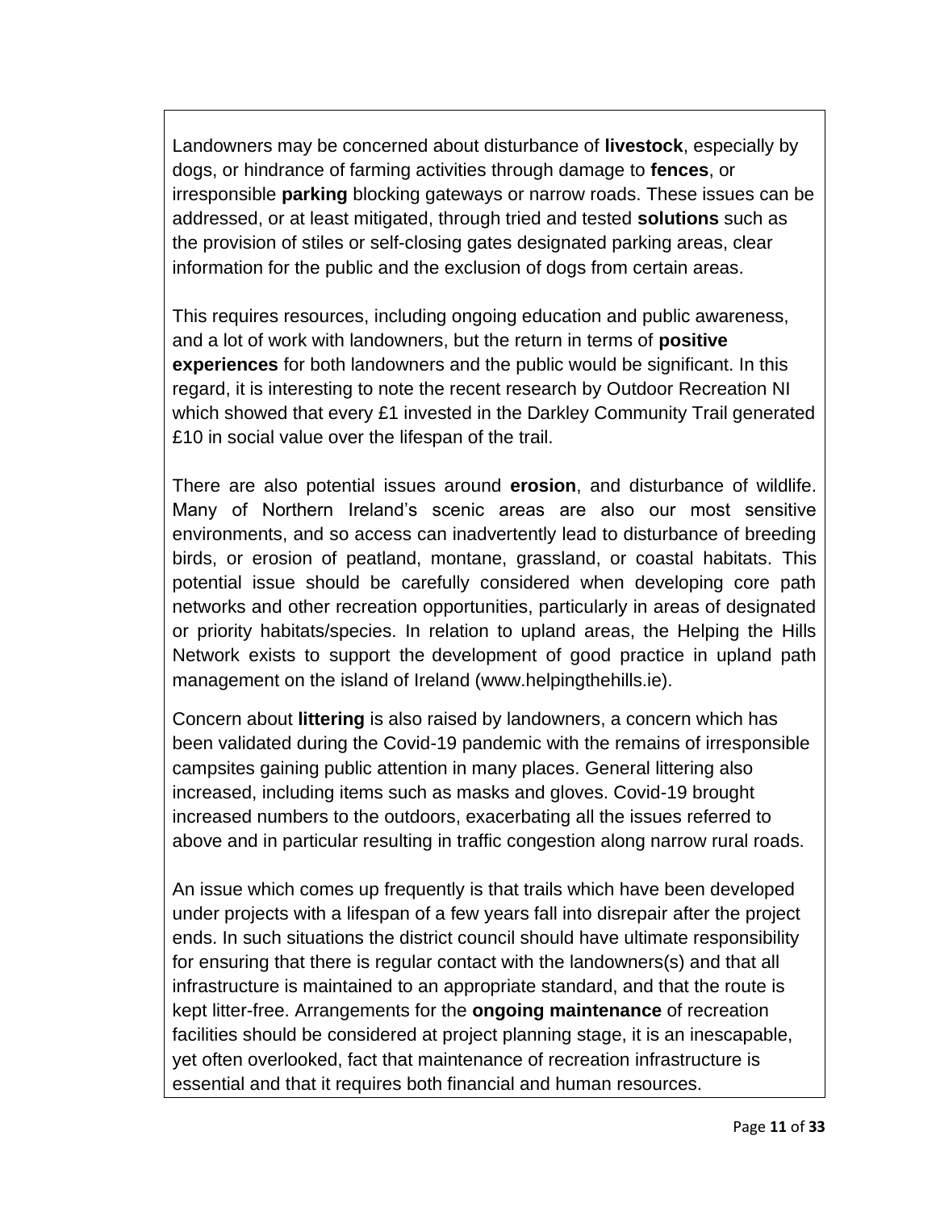Landowners may be concerned about disturbance of **livestock**, especially by dogs, or hindrance of farming activities through damage to **fences**, or irresponsible **parking** blocking gateways or narrow roads. These issues can be addressed, or at least mitigated, through tried and tested **solutions** such as the provision of stiles or self-closing gates designated parking areas, clear information for the public and the exclusion of dogs from certain areas.

This requires resources, including ongoing education and public awareness, and a lot of work with landowners, but the return in terms of **positive experiences** for both landowners and the public would be significant. In this regard, it is interesting to note the recent research by Outdoor Recreation NI which showed that every £1 invested in the Darkley Community Trail generated £10 in social value over the lifespan of the trail.

There are also potential issues around **erosion**, and disturbance of wildlife. Many of Northern Ireland's scenic areas are also our most sensitive environments, and so access can inadvertently lead to disturbance of breeding birds, or erosion of peatland, montane, grassland, or coastal habitats. This potential issue should be carefully considered when developing core path networks and other recreation opportunities, particularly in areas of designated or priority habitats/species. In relation to upland areas, the Helping the Hills Network exists to support the development of good practice in upland path management on the island of Ireland (www.helpingthehills.ie).

Concern about **littering** is also raised by landowners, a concern which has been validated during the Covid-19 pandemic with the remains of irresponsible campsites gaining public attention in many places. General littering also increased, including items such as masks and gloves. Covid-19 brought increased numbers to the outdoors, exacerbating all the issues referred to above and in particular resulting in traffic congestion along narrow rural roads.

An issue which comes up frequently is that trails which have been developed under projects with a lifespan of a few years fall into disrepair after the project ends. In such situations the district council should have ultimate responsibility for ensuring that there is regular contact with the landowners(s) and that all infrastructure is maintained to an appropriate standard, and that the route is kept litter-free. Arrangements for the **ongoing maintenance** of recreation facilities should be considered at project planning stage, it is an inescapable, yet often overlooked, fact that maintenance of recreation infrastructure is essential and that it requires both financial and human resources.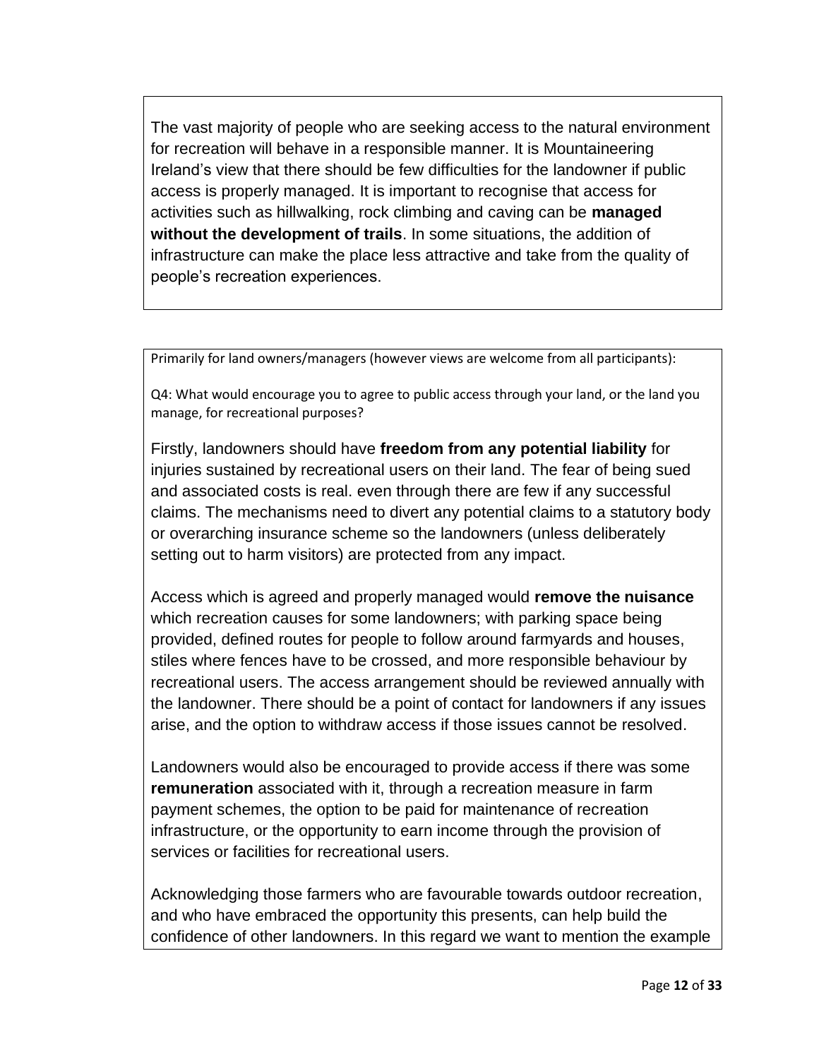The vast majority of people who are seeking access to the natural environment for recreation will behave in a responsible manner. It is Mountaineering Ireland's view that there should be few difficulties for the landowner if public access is properly managed. It is important to recognise that access for activities such as hillwalking, rock climbing and caving can be **managed without the development of trails**. In some situations, the addition of infrastructure can make the place less attractive and take from the quality of people's recreation experiences.

Primarily for land owners/managers (however views are welcome from all participants):

Q4: What would encourage you to agree to public access through your land, or the land you manage, for recreational purposes?

Firstly, landowners should have **freedom from any potential liability** for injuries sustained by recreational users on their land. The fear of being sued and associated costs is real. even through there are few if any successful claims. The mechanisms need to divert any potential claims to a statutory body or overarching insurance scheme so the landowners (unless deliberately setting out to harm visitors) are protected from any impact.

Access which is agreed and properly managed would **remove the nuisance** which recreation causes for some landowners; with parking space being provided, defined routes for people to follow around farmyards and houses, stiles where fences have to be crossed, and more responsible behaviour by recreational users. The access arrangement should be reviewed annually with the landowner. There should be a point of contact for landowners if any issues arise, and the option to withdraw access if those issues cannot be resolved.

Landowners would also be encouraged to provide access if there was some **remuneration** associated with it, through a recreation measure in farm payment schemes, the option to be paid for maintenance of recreation infrastructure, or the opportunity to earn income through the provision of services or facilities for recreational users.

Acknowledging those farmers who are favourable towards outdoor recreation, and who have embraced the opportunity this presents, can help build the confidence of other landowners. In this regard we want to mention the example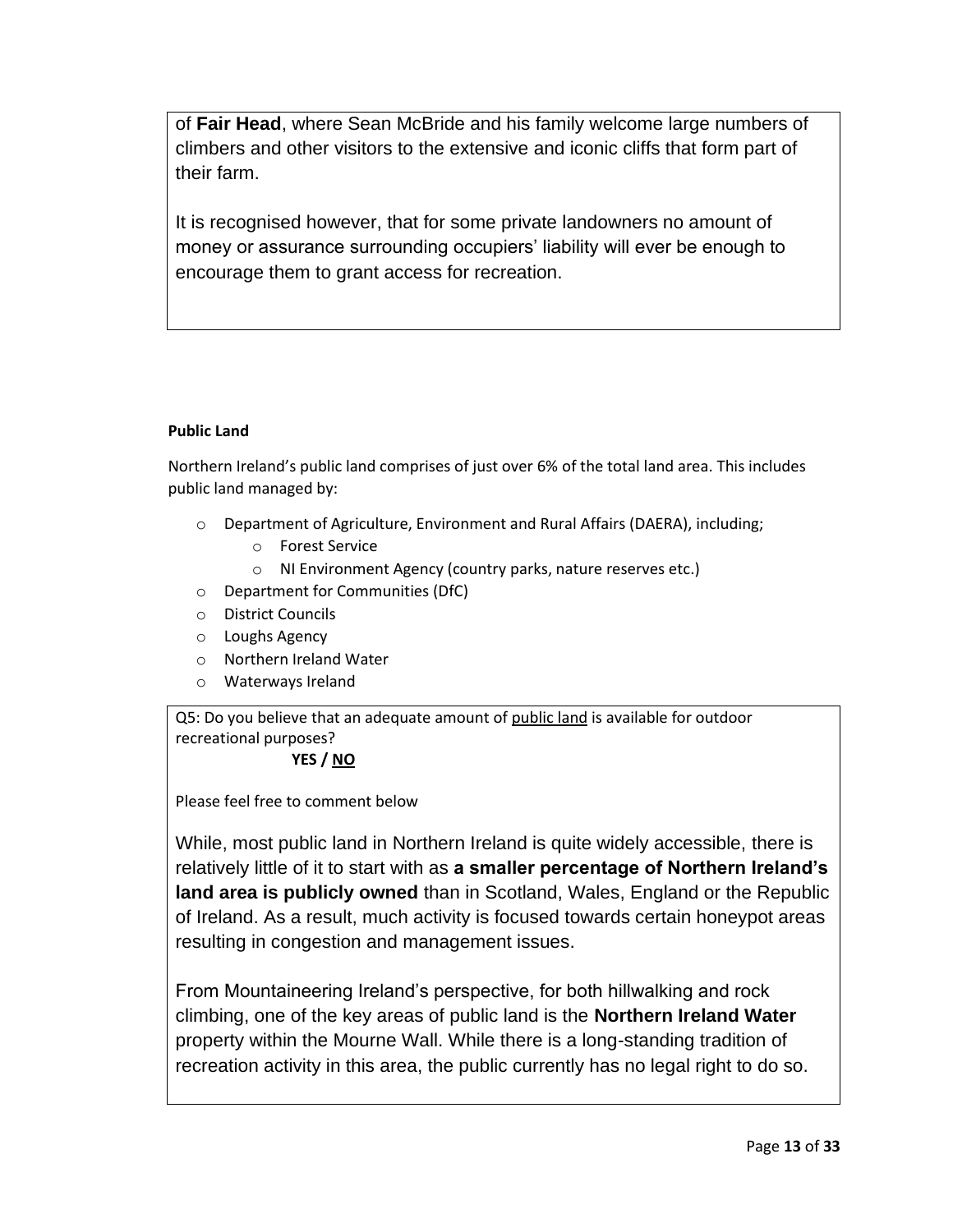of **Fair Head**, where Sean McBride and his family welcome large numbers of climbers and other visitors to the extensive and iconic cliffs that form part of their farm.

It is recognised however, that for some private landowners no amount of money or assurance surrounding occupiers' liability will ever be enough to encourage them to grant access for recreation.

**Public Land**

Northern Ireland's public land comprises of just over 6% of the total land area. This includes public land managed by:

- Department of Agriculture, Environment and Rural Affairs (DAERA), including;
  - Forest Service
  - NI Environment Agency (country parks, nature reserves etc.)
- Department for Communities (DfC)
- District Councils
- Loughs Agency
- Northern Ireland Water
- Waterways Ireland

Q5: Do you believe that an adequate amount of <u>public land</u> is available for outdoor recreational purposes?

**YES / <u>NO</u>**

Please feel free to comment below

While, most public land in Northern Ireland is quite widely accessible, there is relatively little of it to start with as **a smaller percentage of Northern Ireland's land area is publicly owned** than in Scotland, Wales, England or the Republic of Ireland. As a result, much activity is focused towards certain honeypot areas resulting in congestion and management issues.

From Mountaineering Ireland's perspective, for both hillwalking and rock climbing, one of the key areas of public land is the **Northern Ireland Water** property within the Mourne Wall. While there is a long-standing tradition of recreation activity in this area, the public currently has no legal right to do so.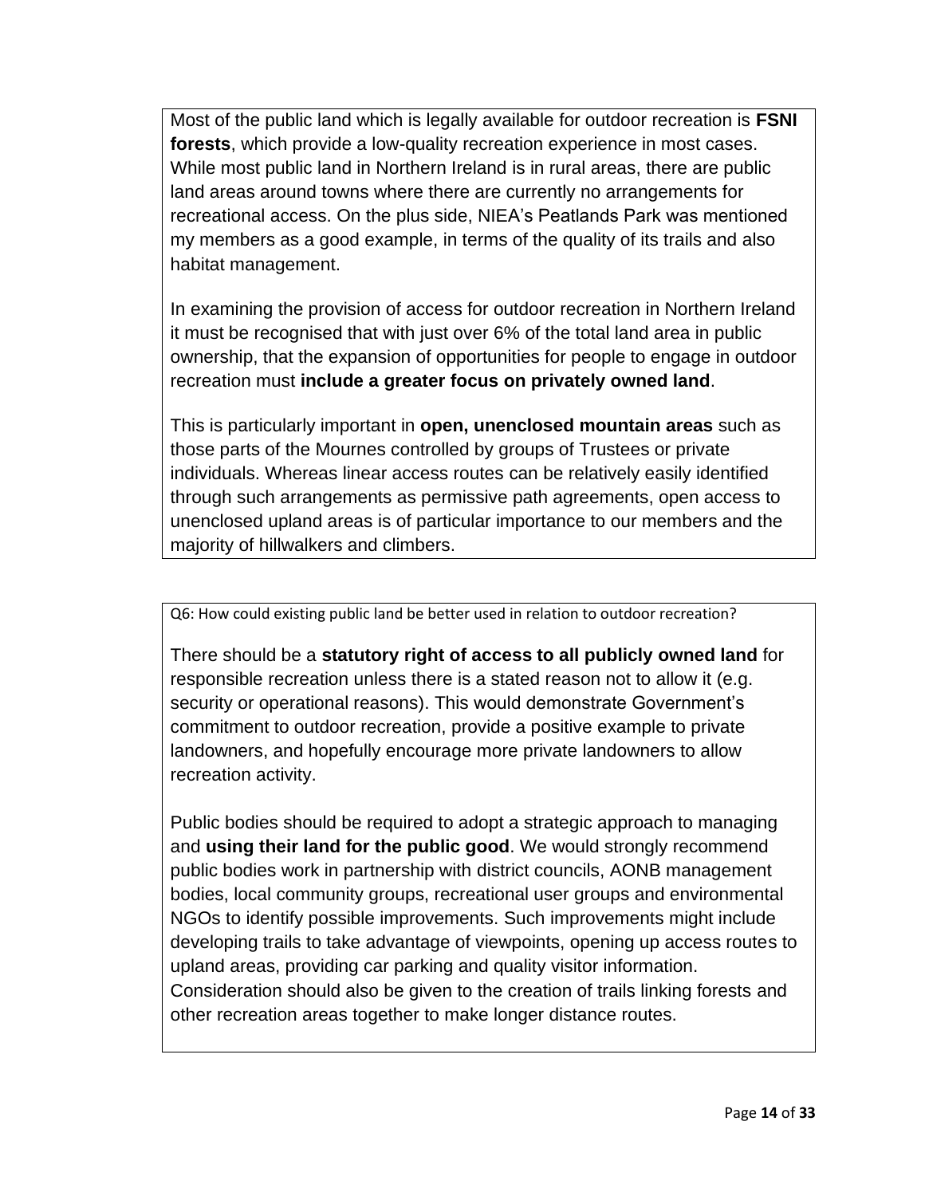Most of the public land which is legally available for outdoor recreation is **FSNI forests**, which provide a low-quality recreation experience in most cases. While most public land in Northern Ireland is in rural areas, there are public land areas around towns where there are currently no arrangements for recreational access. On the plus side, NIEA's Peatlands Park was mentioned my members as a good example, in terms of the quality of its trails and also habitat management.

In examining the provision of access for outdoor recreation in Northern Ireland it must be recognised that with just over 6% of the total land area in public ownership, that the expansion of opportunities for people to engage in outdoor recreation must **include a greater focus on privately owned land**.

This is particularly important in **open, unenclosed mountain areas** such as those parts of the Mournes controlled by groups of Trustees or private individuals. Whereas linear access routes can be relatively easily identified through such arrangements as permissive path agreements, open access to unenclosed upland areas is of particular importance to our members and the majority of hillwalkers and climbers.

Q6: How could existing public land be better used in relation to outdoor recreation?

There should be a **statutory right of access to all publicly owned land** for responsible recreation unless there is a stated reason not to allow it (e.g. security or operational reasons). This would demonstrate Government's commitment to outdoor recreation, provide a positive example to private landowners, and hopefully encourage more private landowners to allow recreation activity.

Public bodies should be required to adopt a strategic approach to managing and **using their land for the public good**. We would strongly recommend public bodies work in partnership with district councils, AONB management bodies, local community groups, recreational user groups and environmental NGOs to identify possible improvements. Such improvements might include developing trails to take advantage of viewpoints, opening up access routes to upland areas, providing car parking and quality visitor information. Consideration should also be given to the creation of trails linking forests and other recreation areas together to make longer distance routes.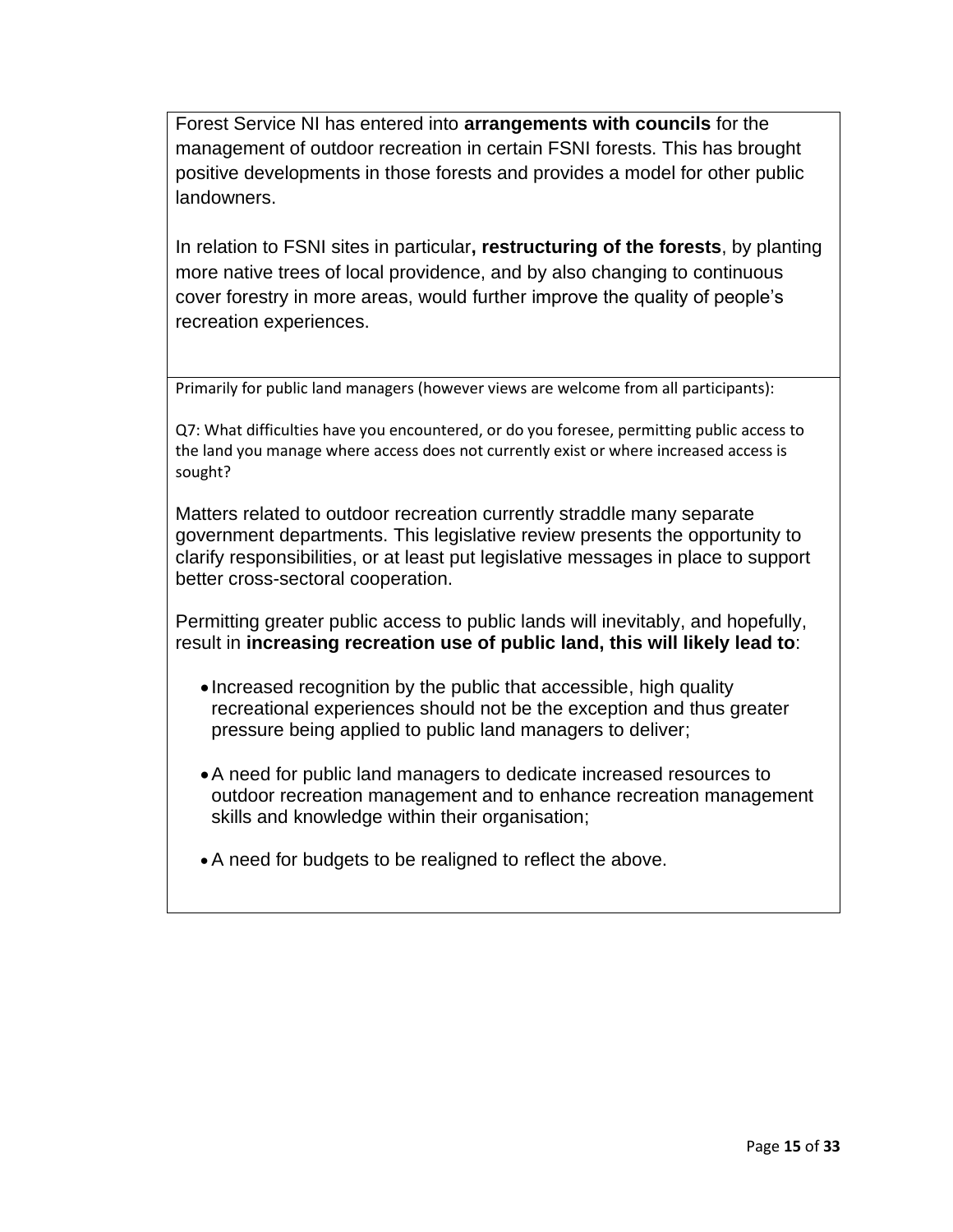Forest Service NI has entered into **arrangements with councils** for the management of outdoor recreation in certain FSNI forests. This has brought positive developments in those forests and provides a model for other public landowners.

In relation to FSNI sites in particular**, restructuring of the forests**, by planting more native trees of local providence, and by also changing to continuous cover forestry in more areas, would further improve the quality of people's recreation experiences.

Primarily for public land managers (however views are welcome from all participants):

Q7: What difficulties have you encountered, or do you foresee, permitting public access to the land you manage where access does not currently exist or where increased access is sought?

Matters related to outdoor recreation currently straddle many separate government departments. This legislative review presents the opportunity to clarify responsibilities, or at least put legislative messages in place to support better cross-sectoral cooperation.

Permitting greater public access to public lands will inevitably, and hopefully, result in **increasing recreation use of public land, this will likely lead to**:

- Increased recognition by the public that accessible, high quality recreational experiences should not be the exception and thus greater pressure being applied to public land managers to deliver;
- A need for public land managers to dedicate increased resources to outdoor recreation management and to enhance recreation management skills and knowledge within their organisation;
- A need for budgets to be realigned to reflect the above.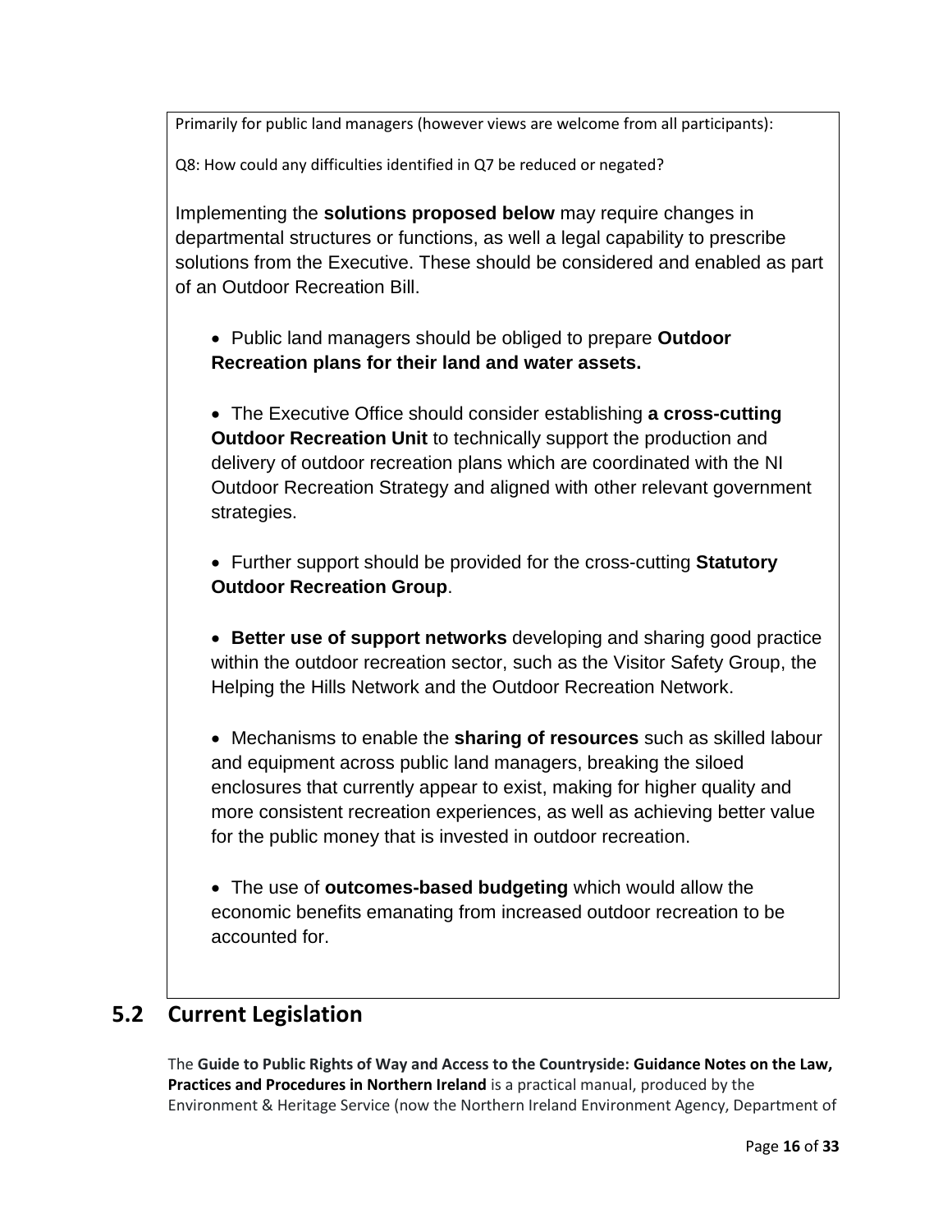Primarily for public land managers (however views are welcome from all participants):

Q8: How could any difficulties identified in Q7 be reduced or negated?

Implementing the **solutions proposed below** may require changes in departmental structures or functions, as well a legal capability to prescribe solutions from the Executive. These should be considered and enabled as part of an Outdoor Recreation Bill.

- Public land managers should be obliged to prepare **Outdoor Recreation plans for their land and water assets.**
- The Executive Office should consider establishing **a cross-cutting Outdoor Recreation Unit** to technically support the production and delivery of outdoor recreation plans which are coordinated with the NI Outdoor Recreation Strategy and aligned with other relevant government strategies.
- Further support should be provided for the cross-cutting **Statutory Outdoor Recreation Group**.
- **Better use of support networks** developing and sharing good practice within the outdoor recreation sector, such as the Visitor Safety Group, the Helping the Hills Network and the Outdoor Recreation Network.
- Mechanisms to enable the **sharing of resources** such as skilled labour and equipment across public land managers, breaking the siloed enclosures that currently appear to exist, making for higher quality and more consistent recreation experiences, as well as achieving better value for the public money that is invested in outdoor recreation.
- The use of **outcomes-based budgeting** which would allow the economic benefits emanating from increased outdoor recreation to be accounted for.

## 5.2 Current Legislation

The **Guide to Public Rights of Way and Access to the Countryside: Guidance Notes on the Law, Practices and Procedures in Northern Ireland** is a practical manual, produced by the Environment & Heritage Service (now the Northern Ireland Environment Agency, Department of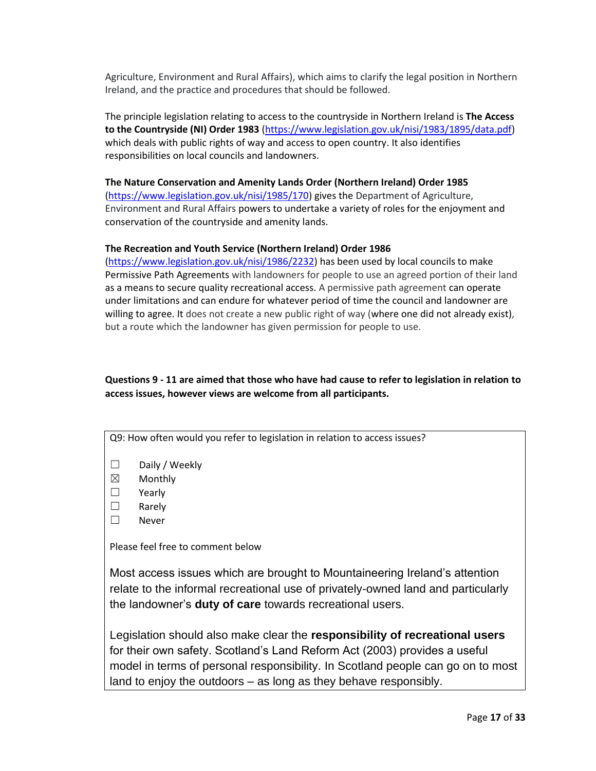Agriculture, Environment and Rural Affairs), which aims to clarify the legal position in Northern Ireland, and the practice and procedures that should be followed.

The principle legislation relating to access to the countryside in Northern Ireland is **The Access to the Countryside (NI) Order 1983** (https://www.legislation.gov.uk/nisi/1983/1895/data.pdf) which deals with public rights of way and access to open country. It also identifies responsibilities on local councils and landowners.

**The Nature Conservation and Amenity Lands Order (Northern Ireland) Order 1985** (https://www.legislation.gov.uk/nisi/1985/170) gives the Department of Agriculture, Environment and Rural Affairs powers to undertake a variety of roles for the enjoyment and conservation of the countryside and amenity lands.

**The Recreation and Youth Service (Northern Ireland) Order 1986** (https://www.legislation.gov.uk/nisi/1986/2232) has been used by local councils to make Permissive Path Agreements with landowners for people to use an agreed portion of their land as a means to secure quality recreational access. A permissive path agreement can operate under limitations and can endure for whatever period of time the council and landowner are willing to agree. It does not create a new public right of way (where one did not already exist), but a route which the landowner has given permission for people to use.

**Questions 9 - 11 are aimed that those who have had cause to refer to legislation in relation to access issues, however views are welcome from all participants.**

Q9: How often would you refer to legislation in relation to access issues?

- ☐ Daily / Weekly
- ☒ Monthly
- ☐ Yearly
- ☐ Rarely
- ☐ Never

Please feel free to comment below

Most access issues which are brought to Mountaineering Ireland's attention relate to the informal recreational use of privately-owned land and particularly the landowner's **duty of care** towards recreational users.

Legislation should also make clear the **responsibility of recreational users** for their own safety. Scotland's Land Reform Act (2003) provides a useful model in terms of personal responsibility. In Scotland people can go on to most land to enjoy the outdoors – as long as they behave responsibly.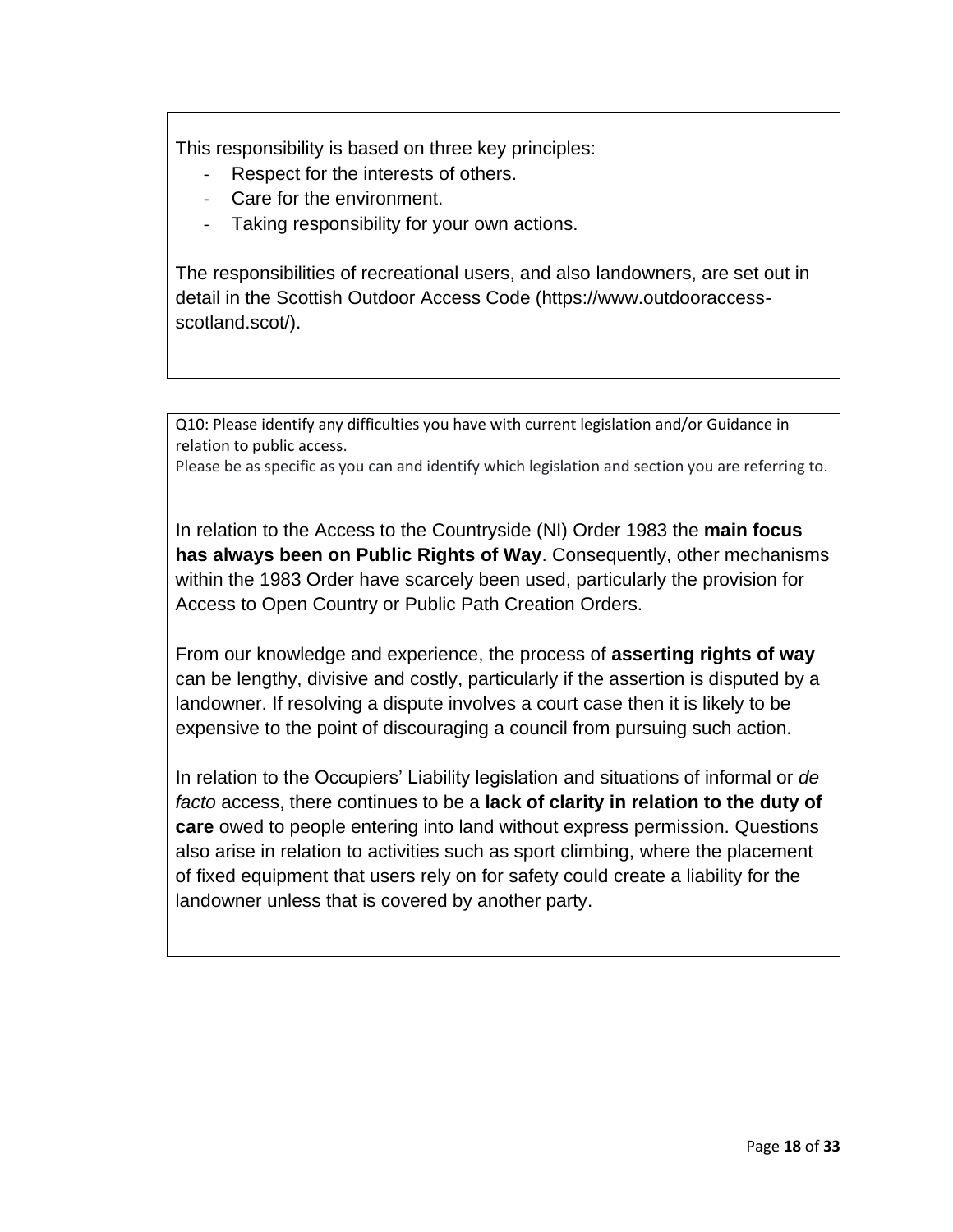This responsibility is based on three key principles:

- Respect for the interests of others.
- Care for the environment.
- Taking responsibility for your own actions.

The responsibilities of recreational users, and also landowners, are set out in detail in the Scottish Outdoor Access Code (https://www.outdooraccess-scotland.scot/).

Q10: Please identify any difficulties you have with current legislation and/or Guidance in relation to public access.
Please be as specific as you can and identify which legislation and section you are referring to.

In relation to the Access to the Countryside (NI) Order 1983 the **main focus has always been on Public Rights of Way**. Consequently, other mechanisms within the 1983 Order have scarcely been used, particularly the provision for Access to Open Country or Public Path Creation Orders.

From our knowledge and experience, the process of **asserting rights of way** can be lengthy, divisive and costly, particularly if the assertion is disputed by a landowner. If resolving a dispute involves a court case then it is likely to be expensive to the point of discouraging a council from pursuing such action.

In relation to the Occupiers' Liability legislation and situations of informal or *de facto* access, there continues to be a **lack of clarity in relation to the duty of care** owed to people entering into land without express permission. Questions also arise in relation to activities such as sport climbing, where the placement of fixed equipment that users rely on for safety could create a liability for the landowner unless that is covered by another party.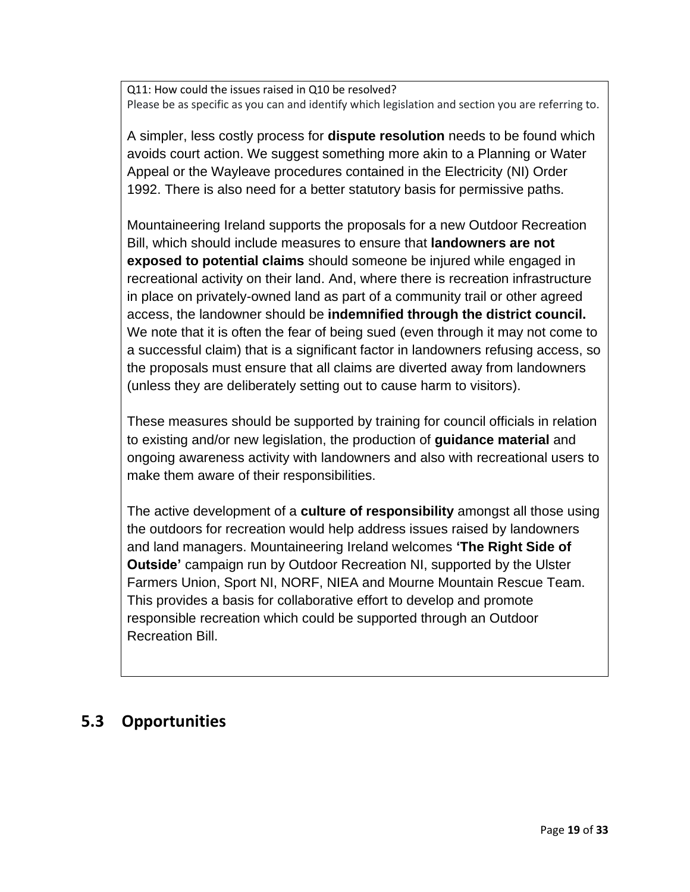Q11: How could the issues raised in Q10 be resolved?
Please be as specific as you can and identify which legislation and section you are referring to.

A simpler, less costly process for **dispute resolution** needs to be found which avoids court action. We suggest something more akin to a Planning or Water Appeal or the Wayleave procedures contained in the Electricity (NI) Order 1992. There is also need for a better statutory basis for permissive paths.

Mountaineering Ireland supports the proposals for a new Outdoor Recreation Bill, which should include measures to ensure that **landowners are not exposed to potential claims** should someone be injured while engaged in recreational activity on their land. And, where there is recreation infrastructure in place on privately-owned land as part of a community trail or other agreed access, the landowner should be **indemnified through the district council.** We note that it is often the fear of being sued (even through it may not come to a successful claim) that is a significant factor in landowners refusing access, so the proposals must ensure that all claims are diverted away from landowners (unless they are deliberately setting out to cause harm to visitors).

These measures should be supported by training for council officials in relation to existing and/or new legislation, the production of **guidance material** and ongoing awareness activity with landowners and also with recreational users to make them aware of their responsibilities.

The active development of a **culture of responsibility** amongst all those using the outdoors for recreation would help address issues raised by landowners and land managers. Mountaineering Ireland welcomes **'The Right Side of Outside'** campaign run by Outdoor Recreation NI, supported by the Ulster Farmers Union, Sport NI, NORF, NIEA and Mourne Mountain Rescue Team. This provides a basis for collaborative effort to develop and promote responsible recreation which could be supported through an Outdoor Recreation Bill.

## 5.3 Opportunities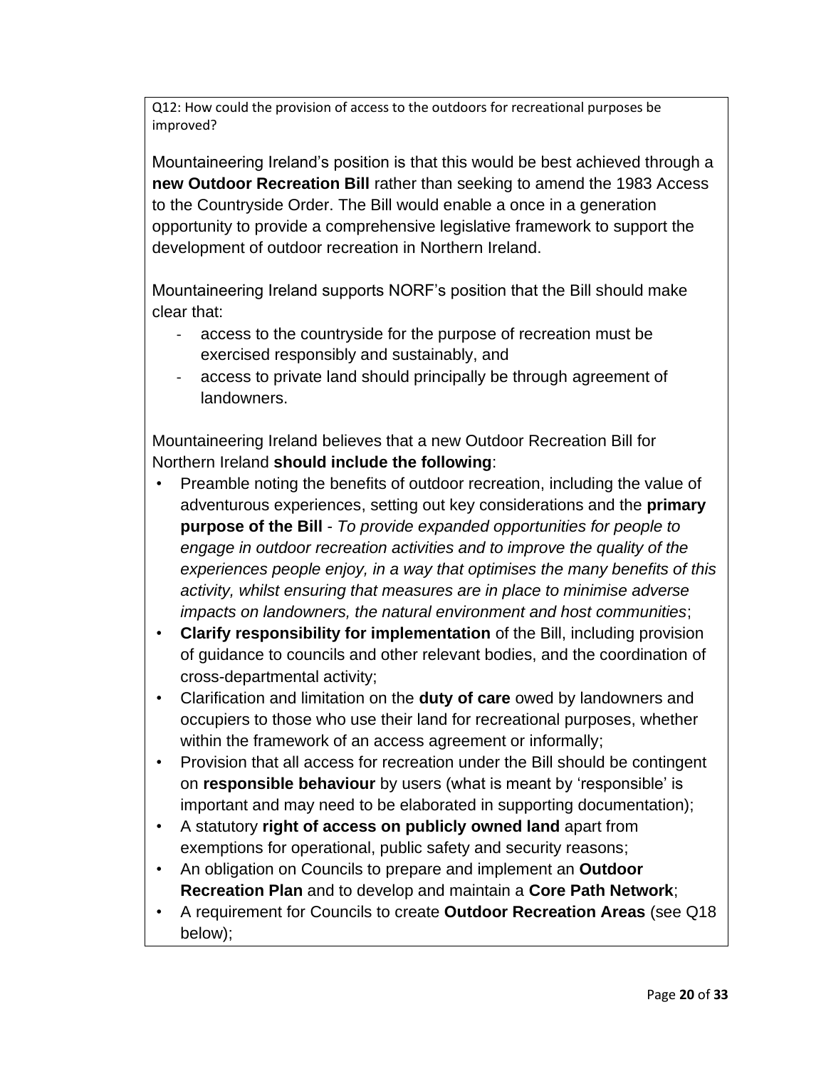Q12: How could the provision of access to the outdoors for recreational purposes be improved?

Mountaineering Ireland's position is that this would be best achieved through a **new Outdoor Recreation Bill** rather than seeking to amend the 1983 Access to the Countryside Order. The Bill would enable a once in a generation opportunity to provide a comprehensive legislative framework to support the development of outdoor recreation in Northern Ireland.

Mountaineering Ireland supports NORF's position that the Bill should make clear that:

- access to the countryside for the purpose of recreation must be exercised responsibly and sustainably, and
- access to private land should principally be through agreement of landowners.

Mountaineering Ireland believes that a new Outdoor Recreation Bill for Northern Ireland **should include the following**:

- Preamble noting the benefits of outdoor recreation, including the value of adventurous experiences, setting out key considerations and the **primary purpose of the Bill** - *To provide expanded opportunities for people to engage in outdoor recreation activities and to improve the quality of the experiences people enjoy, in a way that optimises the many benefits of this activity, whilst ensuring that measures are in place to minimise adverse impacts on landowners, the natural environment and host communities*;
- **Clarify responsibility for implementation** of the Bill, including provision of guidance to councils and other relevant bodies, and the coordination of cross-departmental activity;
- Clarification and limitation on the **duty of care** owed by landowners and occupiers to those who use their land for recreational purposes, whether within the framework of an access agreement or informally;
- Provision that all access for recreation under the Bill should be contingent on **responsible behaviour** by users (what is meant by 'responsible' is important and may need to be elaborated in supporting documentation);
- A statutory **right of access on publicly owned land** apart from exemptions for operational, public safety and security reasons;
- An obligation on Councils to prepare and implement an **Outdoor Recreation Plan** and to develop and maintain a **Core Path Network**;
- A requirement for Councils to create **Outdoor Recreation Areas** (see Q18 below);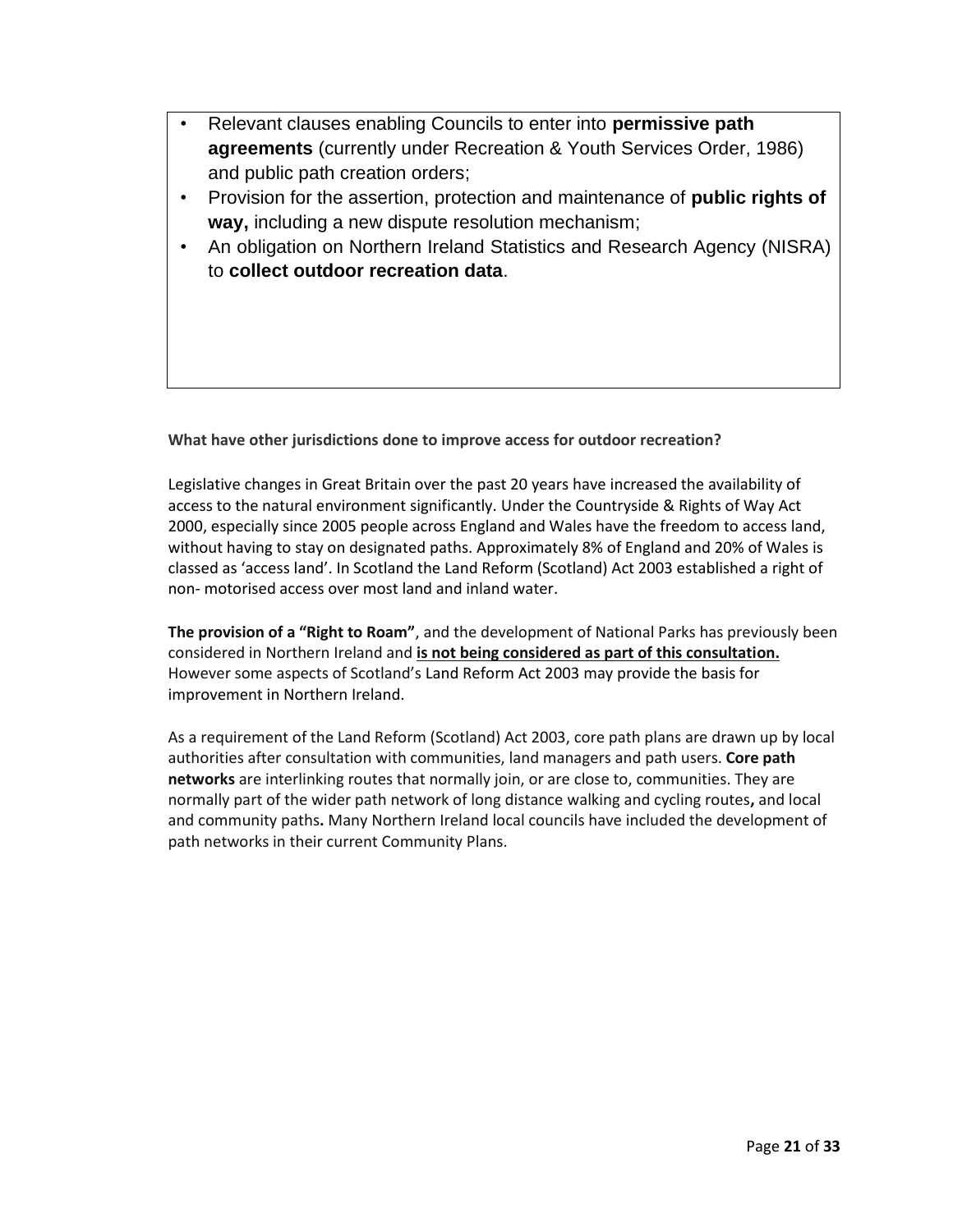- Relevant clauses enabling Councils to enter into **permissive path agreements** (currently under Recreation & Youth Services Order, 1986) and public path creation orders;
- Provision for the assertion, protection and maintenance of **public rights of way,** including a new dispute resolution mechanism;
- An obligation on Northern Ireland Statistics and Research Agency (NISRA) to **collect outdoor recreation data**.

**What have other jurisdictions done to improve access for outdoor recreation?**

Legislative changes in Great Britain over the past 20 years have increased the availability of access to the natural environment significantly. Under the Countryside & Rights of Way Act 2000, especially since 2005 people across England and Wales have the freedom to access land, without having to stay on designated paths. Approximately 8% of England and 20% of Wales is classed as 'access land'. In Scotland the Land Reform (Scotland) Act 2003 established a right of non- motorised access over most land and inland water.

**The provision of a "Right to Roam"**, and the development of National Parks has previously been considered in Northern Ireland and **<u>is not being considered as part of this consultation.</u>** However some aspects of Scotland's Land Reform Act 2003 may provide the basis for improvement in Northern Ireland.

As a requirement of the Land Reform (Scotland) Act 2003, core path plans are drawn up by local authorities after consultation with communities, land managers and path users. **Core path networks** are interlinking routes that normally join, or are close to, communities. They are normally part of the wider path network of long distance walking and cycling routes**,** and local and community paths**.** Many Northern Ireland local councils have included the development of path networks in their current Community Plans.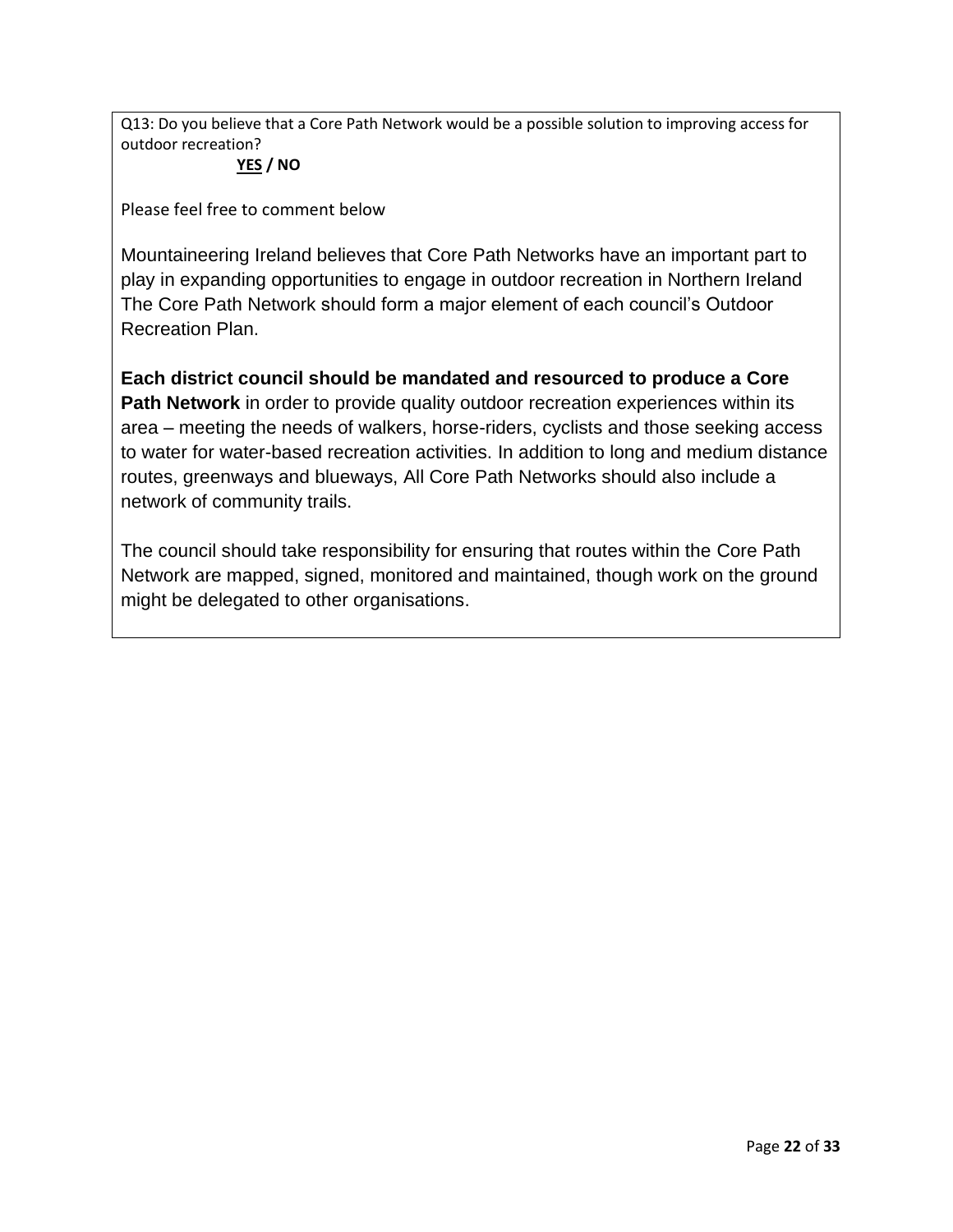Q13: Do you believe that a Core Path Network would be a possible solution to improving access for outdoor recreation?

<u>**YES**</u> **/ NO**

Please feel free to comment below

Mountaineering Ireland believes that Core Path Networks have an important part to play in expanding opportunities to engage in outdoor recreation in Northern Ireland The Core Path Network should form a major element of each council's Outdoor Recreation Plan.

**Each district council should be mandated and resourced to produce a Core Path Network** in order to provide quality outdoor recreation experiences within its area – meeting the needs of walkers, horse-riders, cyclists and those seeking access to water for water-based recreation activities. In addition to long and medium distance routes, greenways and blueways, All Core Path Networks should also include a network of community trails.

The council should take responsibility for ensuring that routes within the Core Path Network are mapped, signed, monitored and maintained, though work on the ground might be delegated to other organisations.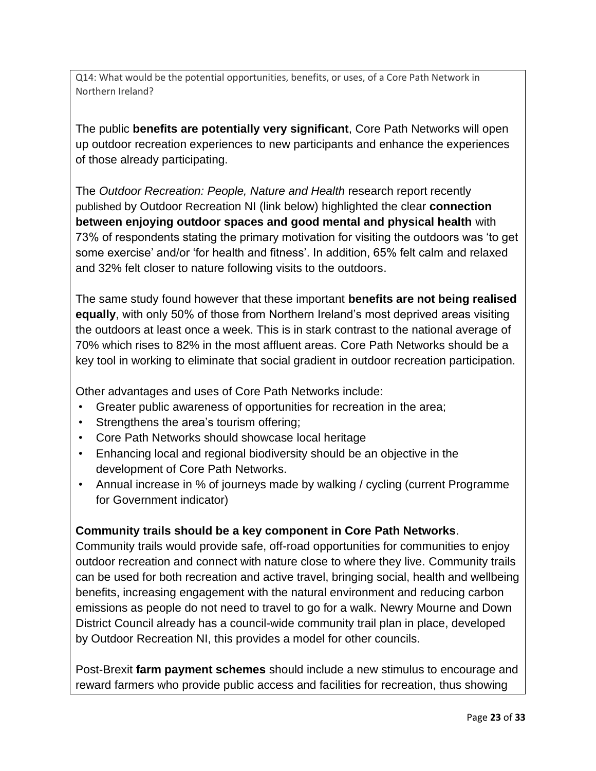Q14: What would be the potential opportunities, benefits, or uses, of a Core Path Network in Northern Ireland?

The public **benefits are potentially very significant**, Core Path Networks will open up outdoor recreation experiences to new participants and enhance the experiences of those already participating.

The *Outdoor Recreation: People, Nature and Health* research report recently published by Outdoor Recreation NI (link below) highlighted the clear **connection between enjoying outdoor spaces and good mental and physical health** with 73% of respondents stating the primary motivation for visiting the outdoors was 'to get some exercise' and/or 'for health and fitness'. In addition, 65% felt calm and relaxed and 32% felt closer to nature following visits to the outdoors.

The same study found however that these important **benefits are not being realised equally**, with only 50% of those from Northern Ireland's most deprived areas visiting the outdoors at least once a week. This is in stark contrast to the national average of 70% which rises to 82% in the most affluent areas. Core Path Networks should be a key tool in working to eliminate that social gradient in outdoor recreation participation.

Other advantages and uses of Core Path Networks include:

- Greater public awareness of opportunities for recreation in the area;
- Strengthens the area's tourism offering;
- Core Path Networks should showcase local heritage
- Enhancing local and regional biodiversity should be an objective in the development of Core Path Networks.
- Annual increase in % of journeys made by walking / cycling (current Programme for Government indicator)

**Community trails should be a key component in Core Path Networks**.
Community trails would provide safe, off-road opportunities for communities to enjoy outdoor recreation and connect with nature close to where they live. Community trails can be used for both recreation and active travel, bringing social, health and wellbeing benefits, increasing engagement with the natural environment and reducing carbon emissions as people do not need to travel to go for a walk. Newry Mourne and Down District Council already has a council-wide community trail plan in place, developed by Outdoor Recreation NI, this provides a model for other councils.

Post-Brexit **farm payment schemes** should include a new stimulus to encourage and reward farmers who provide public access and facilities for recreation, thus showing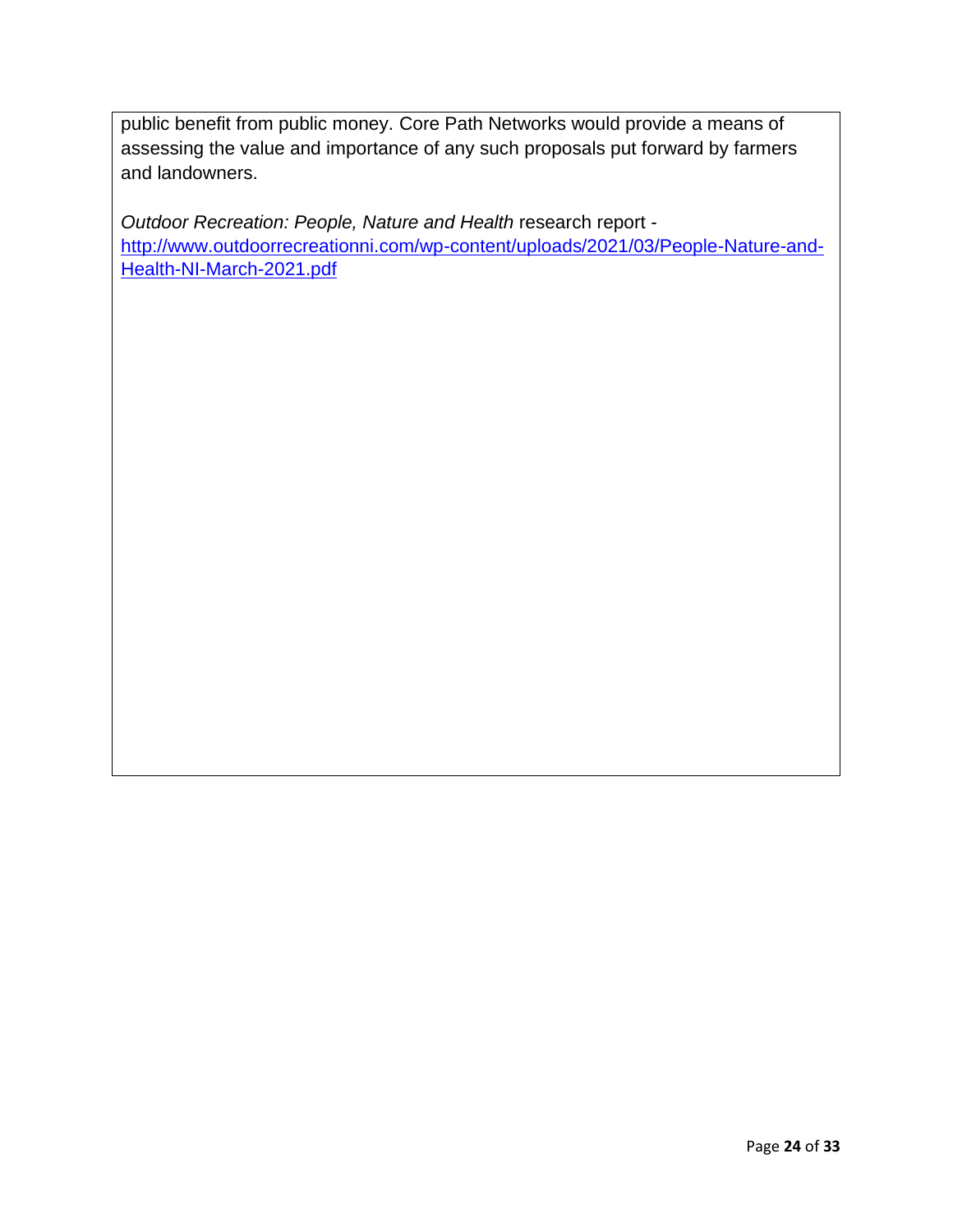public benefit from public money. Core Path Networks would provide a means of assessing the value and importance of any such proposals put forward by farmers and landowners.

*Outdoor Recreation: People, Nature and Health* research report - [http://www.outdoorrecreationni.com/wp-content/uploads/2021/03/People-Nature-and-Health-NI-March-2021.pdf](http://www.outdoorrecreationni.com/wp-content/uploads/2021/03/People-Nature-and-Health-NI-March-2021.pdf)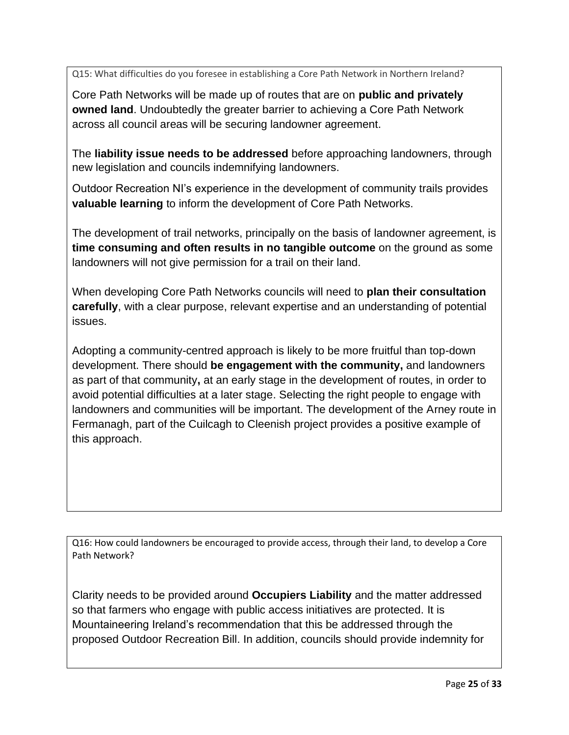Q15: What difficulties do you foresee in establishing a Core Path Network in Northern Ireland?

Core Path Networks will be made up of routes that are on **public and privately owned land**. Undoubtedly the greater barrier to achieving a Core Path Network across all council areas will be securing landowner agreement.

The **liability issue needs to be addressed** before approaching landowners, through new legislation and councils indemnifying landowners.

Outdoor Recreation NI's experience in the development of community trails provides **valuable learning** to inform the development of Core Path Networks.

The development of trail networks, principally on the basis of landowner agreement, is **time consuming and often results in no tangible outcome** on the ground as some landowners will not give permission for a trail on their land.

When developing Core Path Networks councils will need to **plan their consultation carefully**, with a clear purpose, relevant expertise and an understanding of potential issues.

Adopting a community-centred approach is likely to be more fruitful than top-down development. There should **be engagement with the community,** and landowners as part of that community**,** at an early stage in the development of routes, in order to avoid potential difficulties at a later stage. Selecting the right people to engage with landowners and communities will be important. The development of the Arney route in Fermanagh, part of the Cuilcagh to Cleenish project provides a positive example of this approach.

Q16: How could landowners be encouraged to provide access, through their land, to develop a Core Path Network?

Clarity needs to be provided around **Occupiers Liability** and the matter addressed so that farmers who engage with public access initiatives are protected. It is Mountaineering Ireland's recommendation that this be addressed through the proposed Outdoor Recreation Bill. In addition, councils should provide indemnity for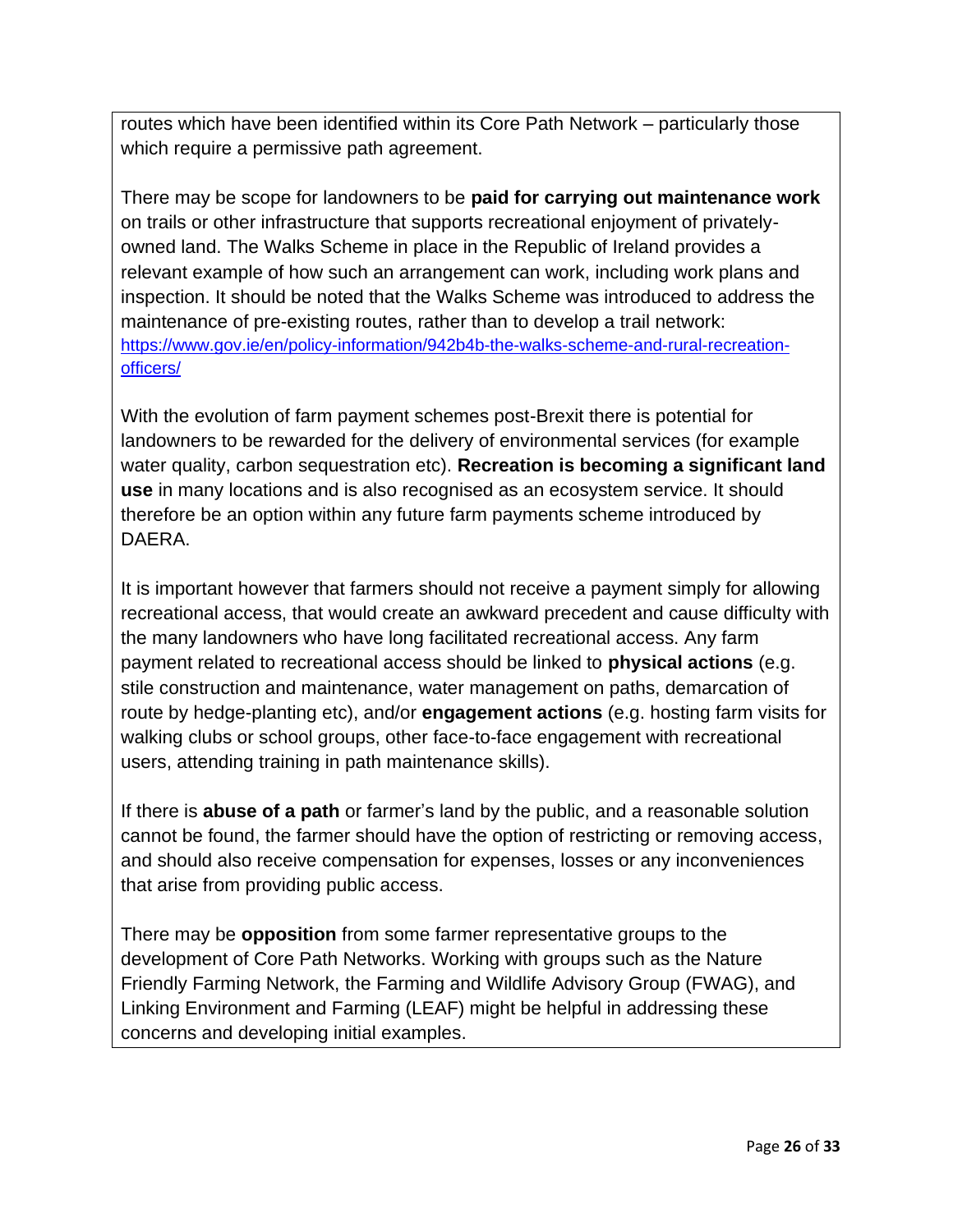routes which have been identified within its Core Path Network – particularly those which require a permissive path agreement.

There may be scope for landowners to be **paid for carrying out maintenance work** on trails or other infrastructure that supports recreational enjoyment of privately-owned land. The Walks Scheme in place in the Republic of Ireland provides a relevant example of how such an arrangement can work, including work plans and inspection. It should be noted that the Walks Scheme was introduced to address the maintenance of pre-existing routes, rather than to develop a trail network: [https://www.gov.ie/en/policy-information/942b4b-the-walks-scheme-and-rural-recreation-officers/](https://www.gov.ie/en/policy-information/942b4b-the-walks-scheme-and-rural-recreation-officers/)

With the evolution of farm payment schemes post-Brexit there is potential for landowners to be rewarded for the delivery of environmental services (for example water quality, carbon sequestration etc). **Recreation is becoming a significant land use** in many locations and is also recognised as an ecosystem service. It should therefore be an option within any future farm payments scheme introduced by DAERA.

It is important however that farmers should not receive a payment simply for allowing recreational access, that would create an awkward precedent and cause difficulty with the many landowners who have long facilitated recreational access. Any farm payment related to recreational access should be linked to **physical actions** (e.g. stile construction and maintenance, water management on paths, demarcation of route by hedge-planting etc), and/or **engagement actions** (e.g. hosting farm visits for walking clubs or school groups, other face-to-face engagement with recreational users, attending training in path maintenance skills).

If there is **abuse of a path** or farmer's land by the public, and a reasonable solution cannot be found, the farmer should have the option of restricting or removing access, and should also receive compensation for expenses, losses or any inconveniences that arise from providing public access.

There may be **opposition** from some farmer representative groups to the development of Core Path Networks. Working with groups such as the Nature Friendly Farming Network, the Farming and Wildlife Advisory Group (FWAG), and Linking Environment and Farming (LEAF) might be helpful in addressing these concerns and developing initial examples.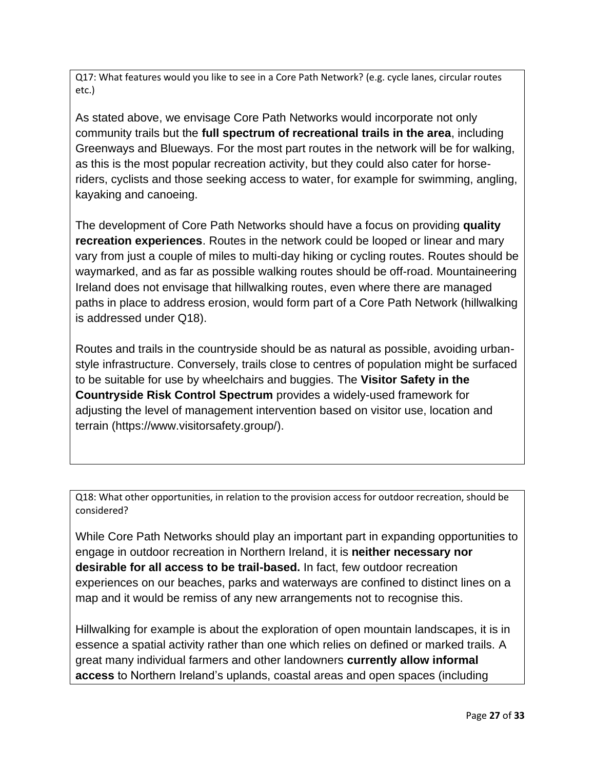Q17: What features would you like to see in a Core Path Network? (e.g. cycle lanes, circular routes etc.)

As stated above, we envisage Core Path Networks would incorporate not only community trails but the **full spectrum of recreational trails in the area**, including Greenways and Blueways. For the most part routes in the network will be for walking, as this is the most popular recreation activity, but they could also cater for horse-riders, cyclists and those seeking access to water, for example for swimming, angling, kayaking and canoeing.

The development of Core Path Networks should have a focus on providing **quality recreation experiences**. Routes in the network could be looped or linear and mary vary from just a couple of miles to multi-day hiking or cycling routes. Routes should be waymarked, and as far as possible walking routes should be off-road. Mountaineering Ireland does not envisage that hillwalking routes, even where there are managed paths in place to address erosion, would form part of a Core Path Network (hillwalking is addressed under Q18).

Routes and trails in the countryside should be as natural as possible, avoiding urban-style infrastructure. Conversely, trails close to centres of population might be surfaced to be suitable for use by wheelchairs and buggies. The **Visitor Safety in the Countryside Risk Control Spectrum** provides a widely-used framework for adjusting the level of management intervention based on visitor use, location and terrain (https://www.visitorsafety.group/).

Q18: What other opportunities, in relation to the provision access for outdoor recreation, should be considered?

While Core Path Networks should play an important part in expanding opportunities to engage in outdoor recreation in Northern Ireland, it is **neither necessary nor desirable for all access to be trail-based.** In fact, few outdoor recreation experiences on our beaches, parks and waterways are confined to distinct lines on a map and it would be remiss of any new arrangements not to recognise this.

Hillwalking for example is about the exploration of open mountain landscapes, it is in essence a spatial activity rather than one which relies on defined or marked trails. A great many individual farmers and other landowners **currently allow informal access** to Northern Ireland's uplands, coastal areas and open spaces (including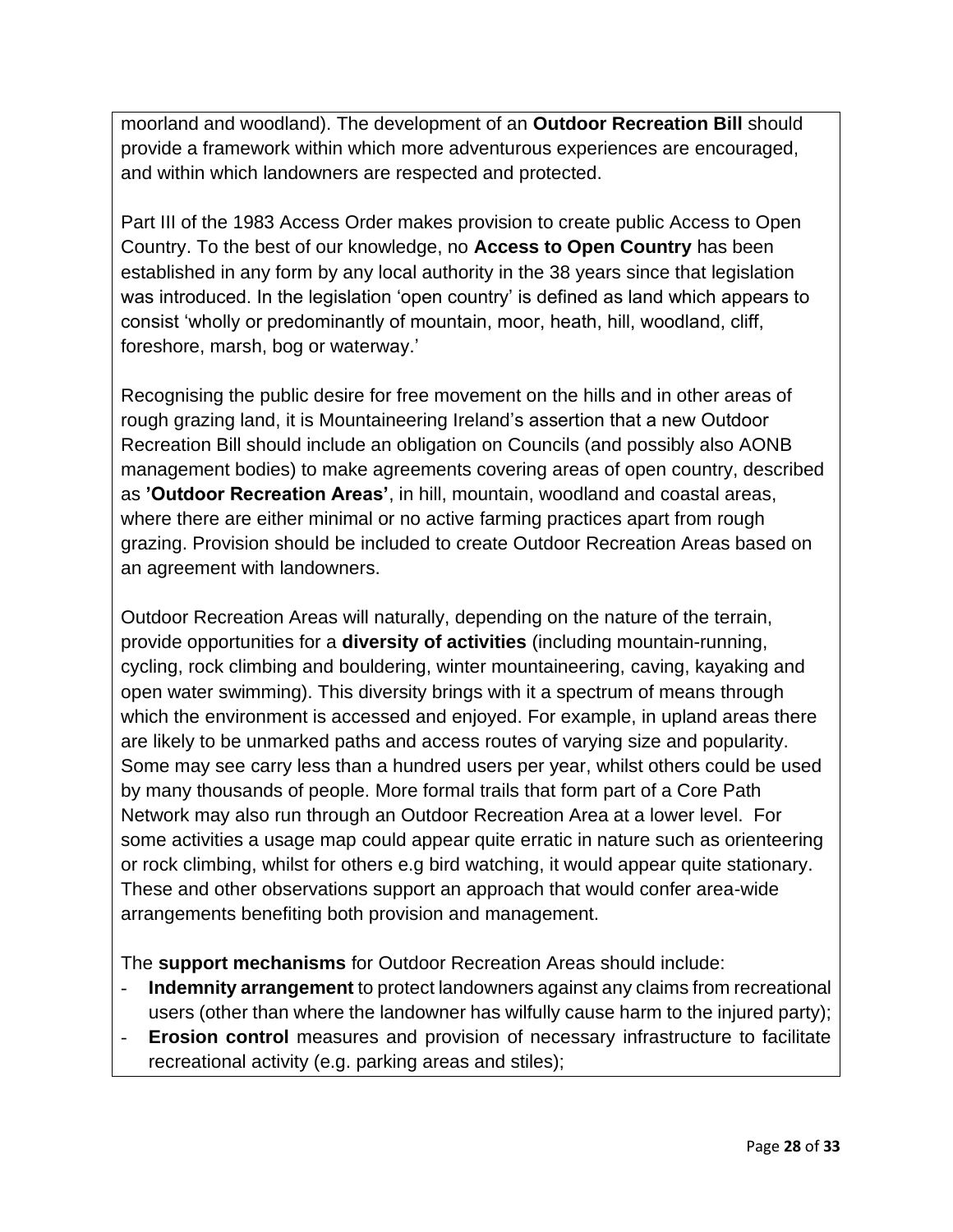moorland and woodland). The development of an **Outdoor Recreation Bill** should provide a framework within which more adventurous experiences are encouraged, and within which landowners are respected and protected.

Part III of the 1983 Access Order makes provision to create public Access to Open Country. To the best of our knowledge, no **Access to Open Country** has been established in any form by any local authority in the 38 years since that legislation was introduced. In the legislation 'open country' is defined as land which appears to consist 'wholly or predominantly of mountain, moor, heath, hill, woodland, cliff, foreshore, marsh, bog or waterway.'

Recognising the public desire for free movement on the hills and in other areas of rough grazing land, it is Mountaineering Ireland's assertion that a new Outdoor Recreation Bill should include an obligation on Councils (and possibly also AONB management bodies) to make agreements covering areas of open country, described as **'Outdoor Recreation Areas'**, in hill, mountain, woodland and coastal areas, where there are either minimal or no active farming practices apart from rough grazing. Provision should be included to create Outdoor Recreation Areas based on an agreement with landowners.

Outdoor Recreation Areas will naturally, depending on the nature of the terrain, provide opportunities for a **diversity of activities** (including mountain-running, cycling, rock climbing and bouldering, winter mountaineering, caving, kayaking and open water swimming). This diversity brings with it a spectrum of means through which the environment is accessed and enjoyed. For example, in upland areas there are likely to be unmarked paths and access routes of varying size and popularity. Some may see carry less than a hundred users per year, whilst others could be used by many thousands of people. More formal trails that form part of a Core Path Network may also run through an Outdoor Recreation Area at a lower level. For some activities a usage map could appear quite erratic in nature such as orienteering or rock climbing, whilst for others e.g bird watching, it would appear quite stationary. These and other observations support an approach that would confer area-wide arrangements benefiting both provision and management.

The **support mechanisms** for Outdoor Recreation Areas should include:

- **Indemnity arrangement** to protect landowners against any claims from recreational users (other than where the landowner has wilfully cause harm to the injured party);
- **Erosion control** measures and provision of necessary infrastructure to facilitate recreational activity (e.g. parking areas and stiles);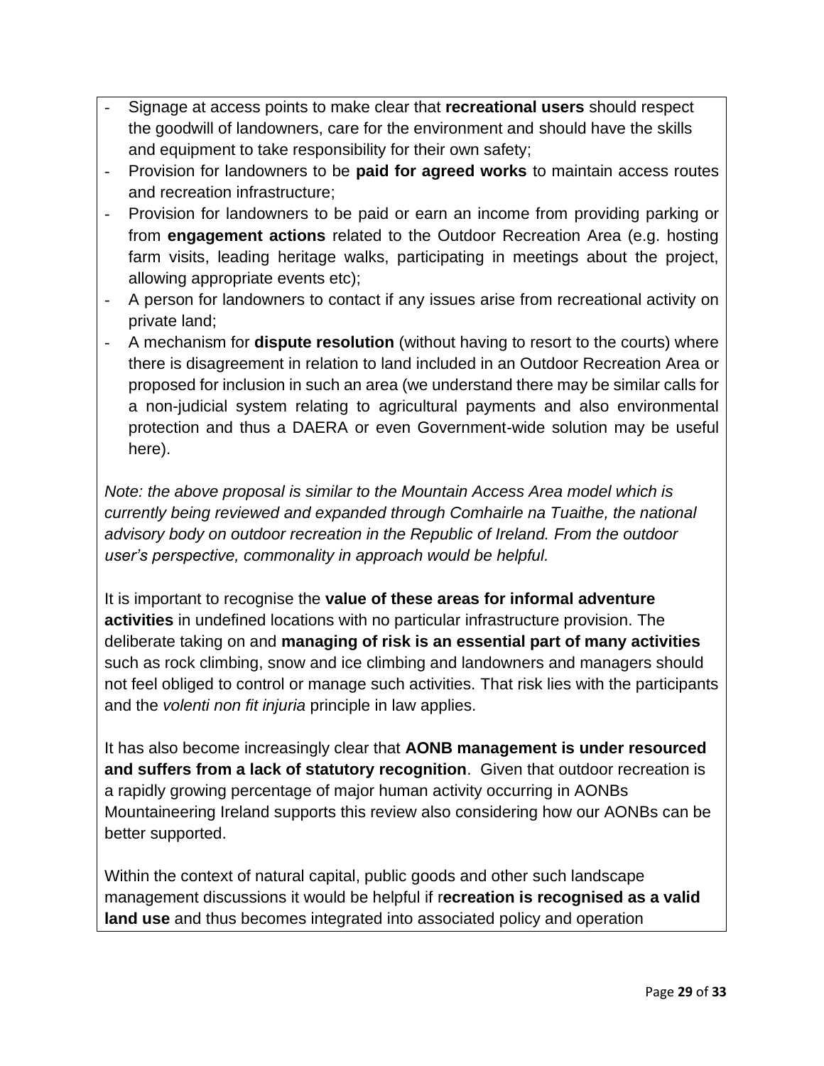- Signage at access points to make clear that **recreational users** should respect the goodwill of landowners, care for the environment and should have the skills and equipment to take responsibility for their own safety;
- Provision for landowners to be **paid for agreed works** to maintain access routes and recreation infrastructure;
- Provision for landowners to be paid or earn an income from providing parking or from **engagement actions** related to the Outdoor Recreation Area (e.g. hosting farm visits, leading heritage walks, participating in meetings about the project, allowing appropriate events etc);
- A person for landowners to contact if any issues arise from recreational activity on private land;
- A mechanism for **dispute resolution** (without having to resort to the courts) where there is disagreement in relation to land included in an Outdoor Recreation Area or proposed for inclusion in such an area (we understand there may be similar calls for a non-judicial system relating to agricultural payments and also environmental protection and thus a DAERA or even Government-wide solution may be useful here).

*Note: the above proposal is similar to the Mountain Access Area model which is currently being reviewed and expanded through Comhairle na Tuaithe, the national advisory body on outdoor recreation in the Republic of Ireland. From the outdoor user's perspective, commonality in approach would be helpful.*

It is important to recognise the **value of these areas for informal adventure activities** in undefined locations with no particular infrastructure provision. The deliberate taking on and **managing of risk is an essential part of many activities** such as rock climbing, snow and ice climbing and landowners and managers should not feel obliged to control or manage such activities. That risk lies with the participants and the *volenti non fit injuria* principle in law applies.

It has also become increasingly clear that **AONB management is under resourced and suffers from a lack of statutory recognition**. Given that outdoor recreation is a rapidly growing percentage of major human activity occurring in AONBs Mountaineering Ireland supports this review also considering how our AONBs can be better supported.

Within the context of natural capital, public goods and other such landscape management discussions it would be helpful if r**ecreation is recognised as a valid land use** and thus becomes integrated into associated policy and operation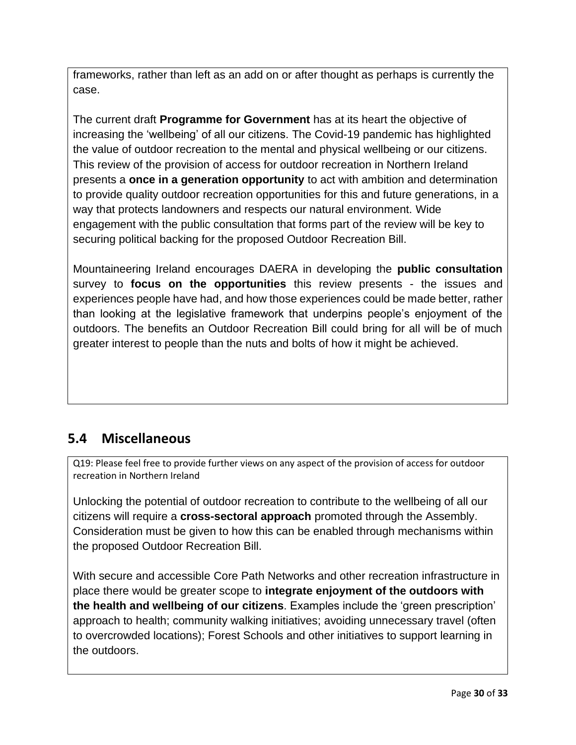frameworks, rather than left as an add on or after thought as perhaps is currently the case.

The current draft **Programme for Government** has at its heart the objective of increasing the 'wellbeing' of all our citizens. The Covid-19 pandemic has highlighted the value of outdoor recreation to the mental and physical wellbeing or our citizens. This review of the provision of access for outdoor recreation in Northern Ireland presents a **once in a generation opportunity** to act with ambition and determination to provide quality outdoor recreation opportunities for this and future generations, in a way that protects landowners and respects our natural environment. Wide engagement with the public consultation that forms part of the review will be key to securing political backing for the proposed Outdoor Recreation Bill.

Mountaineering Ireland encourages DAERA in developing the **public consultation** survey to **focus on the opportunities** this review presents - the issues and experiences people have had, and how those experiences could be made better, rather than looking at the legislative framework that underpins people's enjoyment of the outdoors. The benefits an Outdoor Recreation Bill could bring for all will be of much greater interest to people than the nuts and bolts of how it might be achieved.

## 5.4 Miscellaneous

Q19: Please feel free to provide further views on any aspect of the provision of access for outdoor recreation in Northern Ireland

Unlocking the potential of outdoor recreation to contribute to the wellbeing of all our citizens will require a **cross-sectoral approach** promoted through the Assembly. Consideration must be given to how this can be enabled through mechanisms within the proposed Outdoor Recreation Bill.

With secure and accessible Core Path Networks and other recreation infrastructure in place there would be greater scope to **integrate enjoyment of the outdoors with the health and wellbeing of our citizens**. Examples include the 'green prescription' approach to health; community walking initiatives; avoiding unnecessary travel (often to overcrowded locations); Forest Schools and other initiatives to support learning in the outdoors.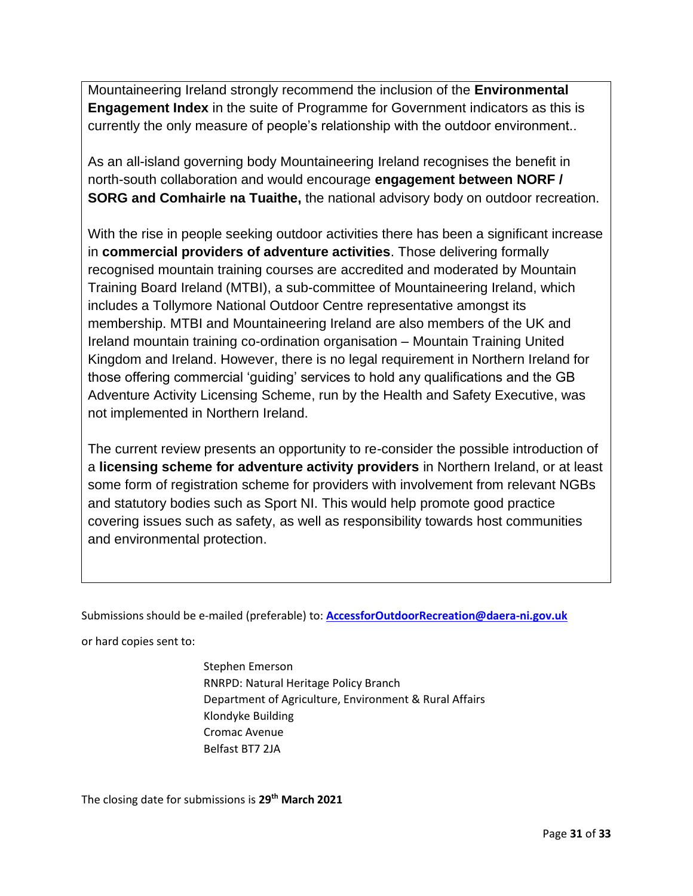Mountaineering Ireland strongly recommend the inclusion of the **Environmental Engagement Index** in the suite of Programme for Government indicators as this is currently the only measure of people's relationship with the outdoor environment..

As an all-island governing body Mountaineering Ireland recognises the benefit in north-south collaboration and would encourage **engagement between NORF / SORG and Comhairle na Tuaithe,** the national advisory body on outdoor recreation.

With the rise in people seeking outdoor activities there has been a significant increase in **commercial providers of adventure activities**. Those delivering formally recognised mountain training courses are accredited and moderated by Mountain Training Board Ireland (MTBI), a sub-committee of Mountaineering Ireland, which includes a Tollymore National Outdoor Centre representative amongst its membership. MTBI and Mountaineering Ireland are also members of the UK and Ireland mountain training co-ordination organisation – Mountain Training United Kingdom and Ireland. However, there is no legal requirement in Northern Ireland for those offering commercial 'guiding' services to hold any qualifications and the GB Adventure Activity Licensing Scheme, run by the Health and Safety Executive, was not implemented in Northern Ireland.

The current review presents an opportunity to re-consider the possible introduction of a **licensing scheme for adventure activity providers** in Northern Ireland, or at least some form of registration scheme for providers with involvement from relevant NGBs and statutory bodies such as Sport NI. This would help promote good practice covering issues such as safety, as well as responsibility towards host communities and environmental protection.

Submissions should be e-mailed (preferable) to: **AccessforOutdoorRecreation@daera-ni.gov.uk**

or hard copies sent to:

Stephen Emerson
RNRPD: Natural Heritage Policy Branch
Department of Agriculture, Environment & Rural Affairs
Klondyke Building
Cromac Avenue
Belfast BT7 2JA

The closing date for submissions is **29th March 2021**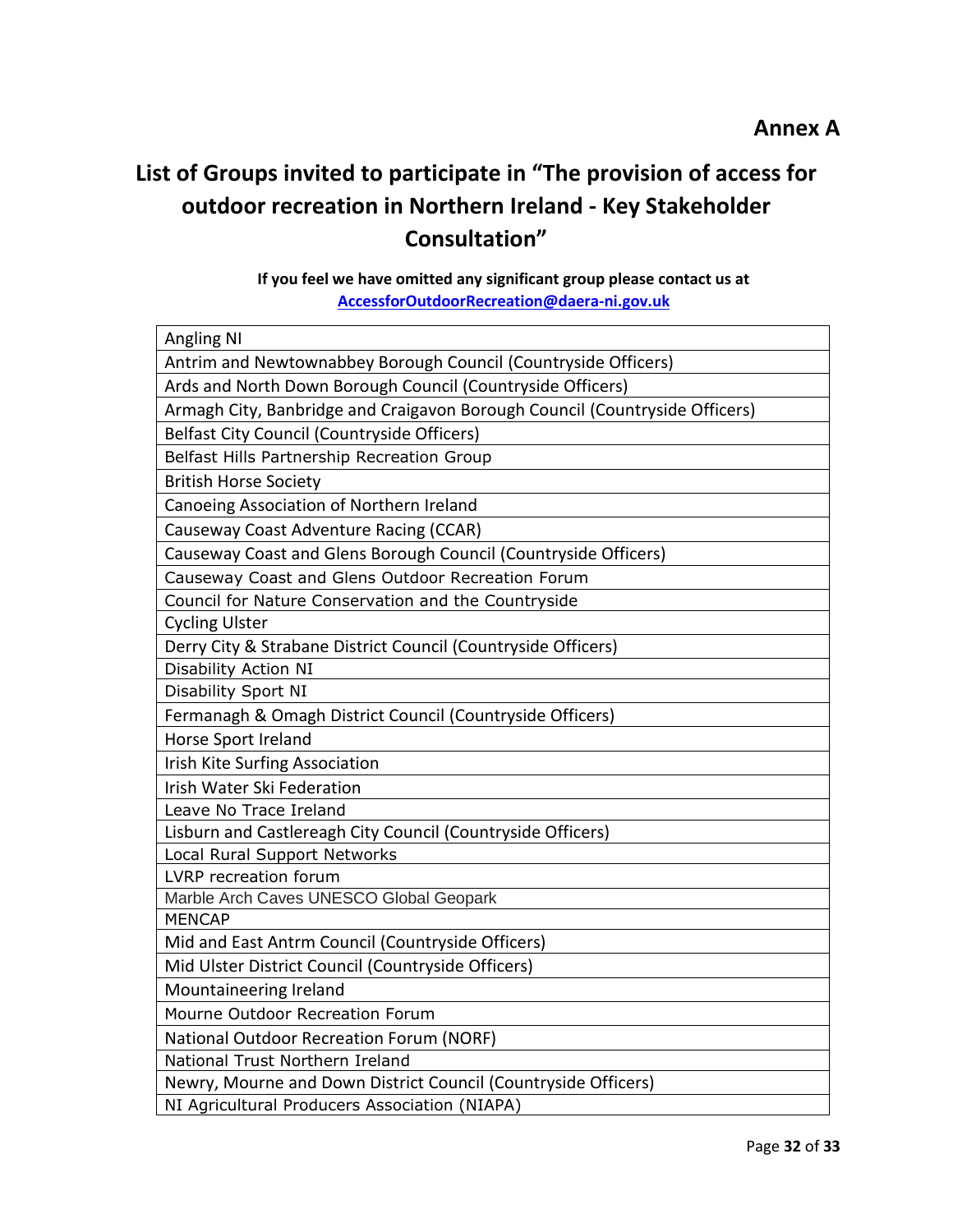**Annex A**

# List of Groups invited to participate in "The provision of access for outdoor recreation in Northern Ireland - Key Stakeholder Consultation"

**If you feel we have omitted any significant group please contact us at [AccessforOutdoorRecreation@daera-ni.gov.uk](mailto:AccessforOutdoorRecreation@daera-ni.gov.uk)**

| Angling NI |
|---|
| Antrim and Newtownabbey Borough Council (Countryside Officers) |
| Ards and North Down Borough Council (Countryside Officers) |
| Armagh City, Banbridge and Craigavon Borough Council (Countryside Officers) |
| Belfast City Council (Countryside Officers) |
| Belfast Hills Partnership Recreation Group |
| British Horse Society |
| Canoeing Association of Northern Ireland |
| Causeway Coast Adventure Racing (CCAR) |
| Causeway Coast and Glens Borough Council (Countryside Officers) |
| Causeway Coast and Glens Outdoor Recreation Forum |
| Council for Nature Conservation and the Countryside |
| Cycling Ulster |
| Derry City & Strabane District Council (Countryside Officers) |
| Disability Action NI |
| Disability Sport NI |
| Fermanagh & Omagh District Council (Countryside Officers) |
| Horse Sport Ireland |
| Irish Kite Surfing Association |
| Irish Water Ski Federation |
| Leave No Trace Ireland |
| Lisburn and Castlereagh City Council (Countryside Officers) |
| Local Rural Support Networks |
| LVRP recreation forum |
| Marble Arch Caves UNESCO Global Geopark |
| MENCAP |
| Mid and East Antrm Council (Countryside Officers) |
| Mid Ulster District Council (Countryside Officers) |
| Mountaineering Ireland |
| Mourne Outdoor Recreation Forum |
| National Outdoor Recreation Forum (NORF) |
| National Trust Northern Ireland |
| Newry, Mourne and Down District Council (Countryside Officers) |
| NI Agricultural Producers Association (NIAPA) |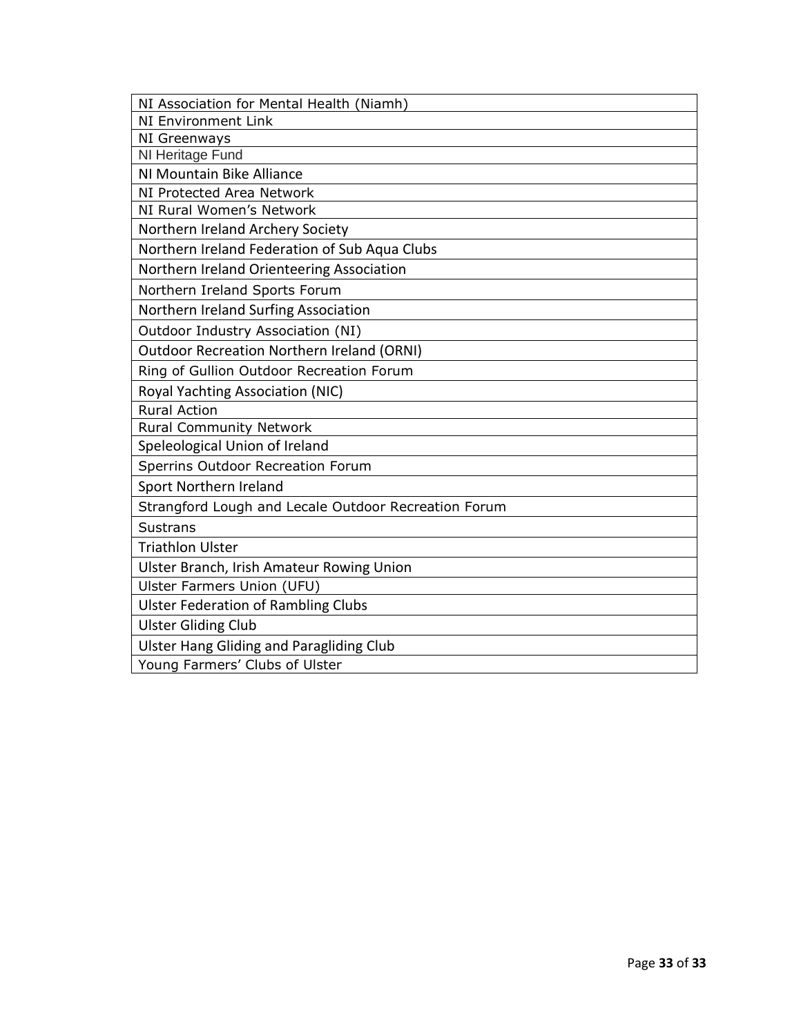| |
|---|
| NI Association for Mental Health (Niamh) |
| NI Environment Link |
| NI Greenways |
| NI Heritage Fund |
| NI Mountain Bike Alliance |
| NI Protected Area Network |
| NI Rural Women's Network |
| Northern Ireland Archery Society |
| Northern Ireland Federation of Sub Aqua Clubs |
| Northern Ireland Orienteering Association |
| Northern Ireland Sports Forum |
| Northern Ireland Surfing Association |
| Outdoor Industry Association (NI) |
| Outdoor Recreation Northern Ireland (ORNI) |
| Ring of Gullion Outdoor Recreation Forum |
| Royal Yachting Association (NIC) |
| Rural Action |
| Rural Community Network |
| Speleological Union of Ireland |
| Sperrins Outdoor Recreation Forum |
| Sport Northern Ireland |
| Strangford Lough and Lecale Outdoor Recreation Forum |
| Sustrans |
| Triathlon Ulster |
| Ulster Branch, Irish Amateur Rowing Union |
| Ulster Farmers Union (UFU) |
| Ulster Federation of Rambling Clubs |
| Ulster Gliding Club |
| Ulster Hang Gliding and Paragliding Club |
| Young Farmers' Clubs of Ulster |